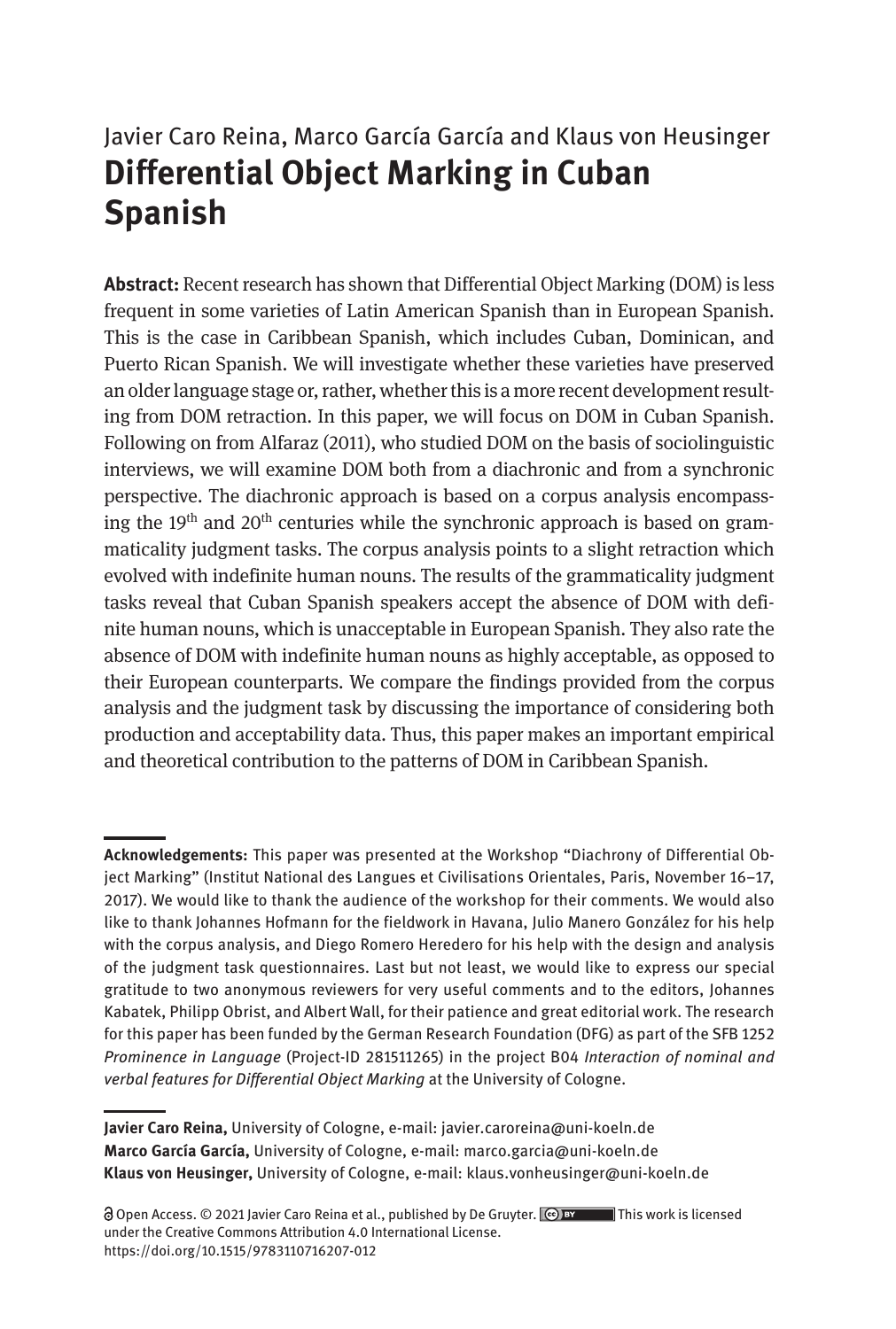Javier Caro Reina, Marco García García and Klaus von Heusinger

# Differential Object Marking in Cuban Spanish

**Abstract:** Recent research has shown that Differential Object Marking (DOM) is less frequent in some varieties of Latin American Spanish than in European Spanish. This is the case in Caribbean Spanish, which includes Cuban, Dominican, and Puerto Rican Spanish. We will investigate whether these varieties have preserved an older language stage or, rather, whether this is a more recent development resulting from DOM retraction. In this paper, we will focus on DOM in Cuban Spanish. Following on from Alfaraz (2011), who studied DOM on the basis of sociolinguistic interviews, we will examine DOM both from a diachronic and from a synchronic perspective. The diachronic approach is based on a corpus analysis encompassing the 19th and 20th centuries while the synchronic approach is based on grammaticality judgment tasks. The corpus analysis points to a slight retraction which evolved with indefinite human nouns. The results of the grammaticality judgment tasks reveal that Cuban Spanish speakers accept the absence of DOM with definite human nouns, which is unacceptable in European Spanish. They also rate the absence of DOM with indefinite human nouns as highly acceptable, as opposed to their European counterparts. We compare the findings provided from the corpus analysis and the judgment task by discussing the importance of considering both production and acceptability data. Thus, this paper makes an important empirical and theoretical contribution to the patterns of DOM in Caribbean Spanish.

---

**Acknowledgements:** This paper was presented at the Workshop "Diachrony of Differential Object Marking" (Institut National des Langues et Civilisations Orientales, Paris, November 16–17, 2017). We would like to thank the audience of the workshop for their comments. We would also like to thank Johannes Hofmann for the fieldwork in Havana, Julio Manero González for his help with the corpus analysis, and Diego Romero Heredero for his help with the design and analysis of the judgment task questionnaires. Last but not least, we would like to express our special gratitude to two anonymous reviewers for very useful comments and to the editors, Johannes Kabatek, Philipp Obrist, and Albert Wall, for their patience and great editorial work. The research for this paper has been funded by the German Research Foundation (DFG) as part of the SFB 1252 *Prominence in Language* (Project-ID 281511265) in the project B04 *Interaction of nominal and verbal features for Differential Object Marking* at the University of Cologne.

---

**Javier Caro Reina,** University of Cologne, e-mail: javier.caroreina@uni-koeln.de
**Marco García García,** University of Cologne, e-mail: marco.garcia@uni-koeln.de
**Klaus von Heusinger,** University of Cologne, e-mail: klaus.vonheusinger@uni-koeln.de

Open Access. © 2021 Javier Caro Reina et al., published by De Gruyter. This work is licensed under the Creative Commons Attribution 4.0 International License.
https://doi.org/10.1515/9783110716207-012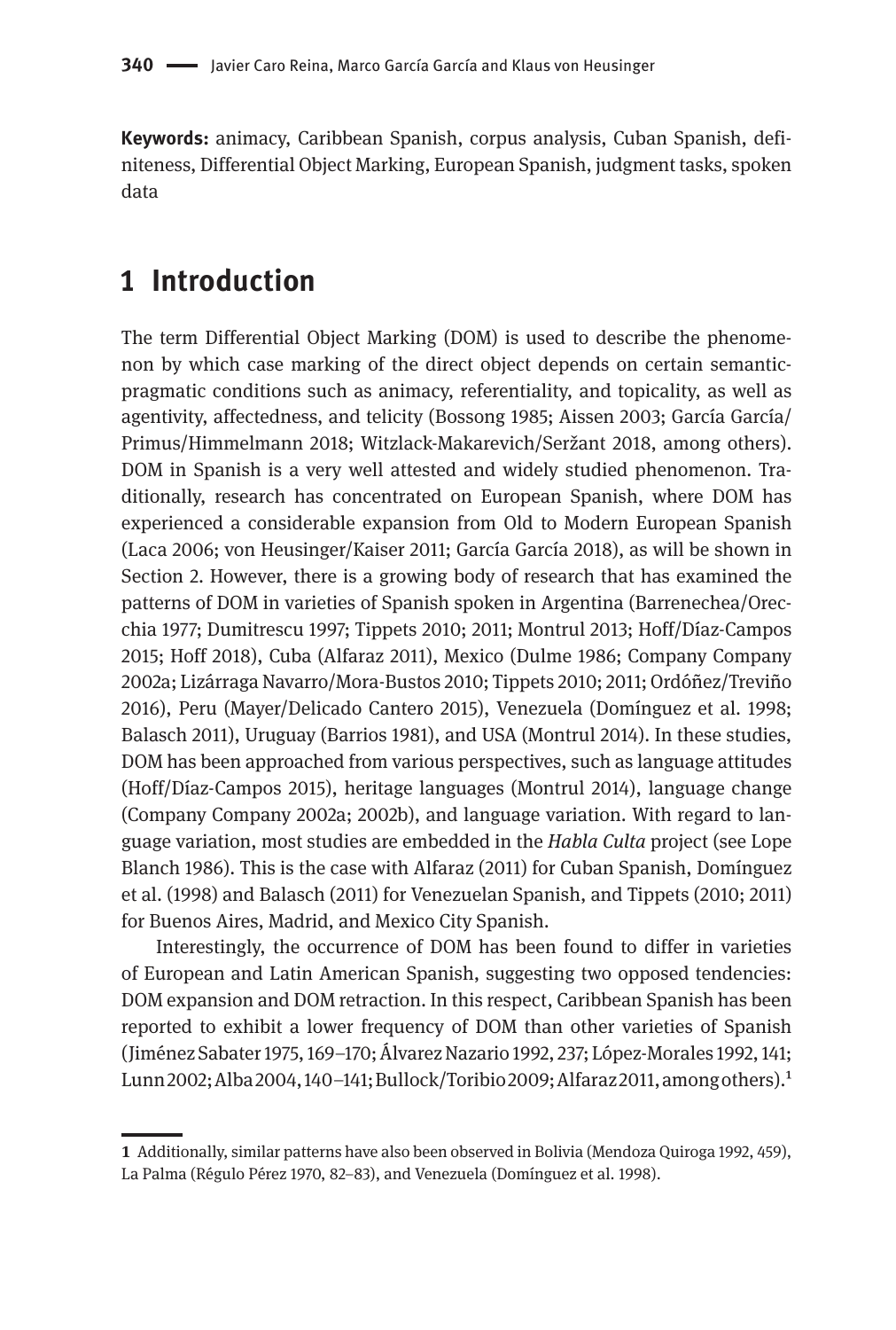**Keywords:** animacy, Caribbean Spanish, corpus analysis, Cuban Spanish, definiteness, Differential Object Marking, European Spanish, judgment tasks, spoken data

# 1 Introduction

The term Differential Object Marking (DOM) is used to describe the phenomenon by which case marking of the direct object depends on certain semantic-pragmatic conditions such as animacy, referentiality, and topicality, as well as agentivity, affectedness, and telicity (Bossong 1985; Aissen 2003; García García/Primus/Himmelmann 2018; Witzlack-Makarevich/Seržant 2018, among others). DOM in Spanish is a very well attested and widely studied phenomenon. Traditionally, research has concentrated on European Spanish, where DOM has experienced a considerable expansion from Old to Modern European Spanish (Laca 2006; von Heusinger/Kaiser 2011; García García 2018), as will be shown in Section 2. However, there is a growing body of research that has examined the patterns of DOM in varieties of Spanish spoken in Argentina (Barrenechea/Orecchia 1977; Dumitrescu 1997; Tippets 2010; 2011; Montrul 2013; Hoff/Díaz-Campos 2015; Hoff 2018), Cuba (Alfaraz 2011), Mexico (Dulme 1986; Company Company 2002a; Lizárraga Navarro/Mora-Bustos 2010; Tippets 2010; 2011; Ordóñez/Treviño 2016), Peru (Mayer/Delicado Cantero 2015), Venezuela (Domínguez et al. 1998; Balasch 2011), Uruguay (Barrios 1981), and USA (Montrul 2014). In these studies, DOM has been approached from various perspectives, such as language attitudes (Hoff/Díaz-Campos 2015), heritage languages (Montrul 2014), language change (Company Company 2002a; 2002b), and language variation. With regard to language variation, most studies are embedded in the *Habla Culta* project (see Lope Blanch 1986). This is the case with Alfaraz (2011) for Cuban Spanish, Domínguez et al. (1998) and Balasch (2011) for Venezuelan Spanish, and Tippets (2010; 2011) for Buenos Aires, Madrid, and Mexico City Spanish.

Interestingly, the occurrence of DOM has been found to differ in varieties of European and Latin American Spanish, suggesting two opposed tendencies: DOM expansion and DOM retraction. In this respect, Caribbean Spanish has been reported to exhibit a lower frequency of DOM than other varieties of Spanish (Jiménez Sabater 1975, 169–170; Álvarez Nazario 1992, 237; López-Morales 1992, 141; Lunn 2002; Alba 2004, 140–141; Bullock/Toribio 2009; Alfaraz 2011, among others).[1]

[1] Additionally, similar patterns have also been observed in Bolivia (Mendoza Quiroga 1992, 459), La Palma (Régulo Pérez 1970, 82–83), and Venezuela (Domínguez et al. 1998).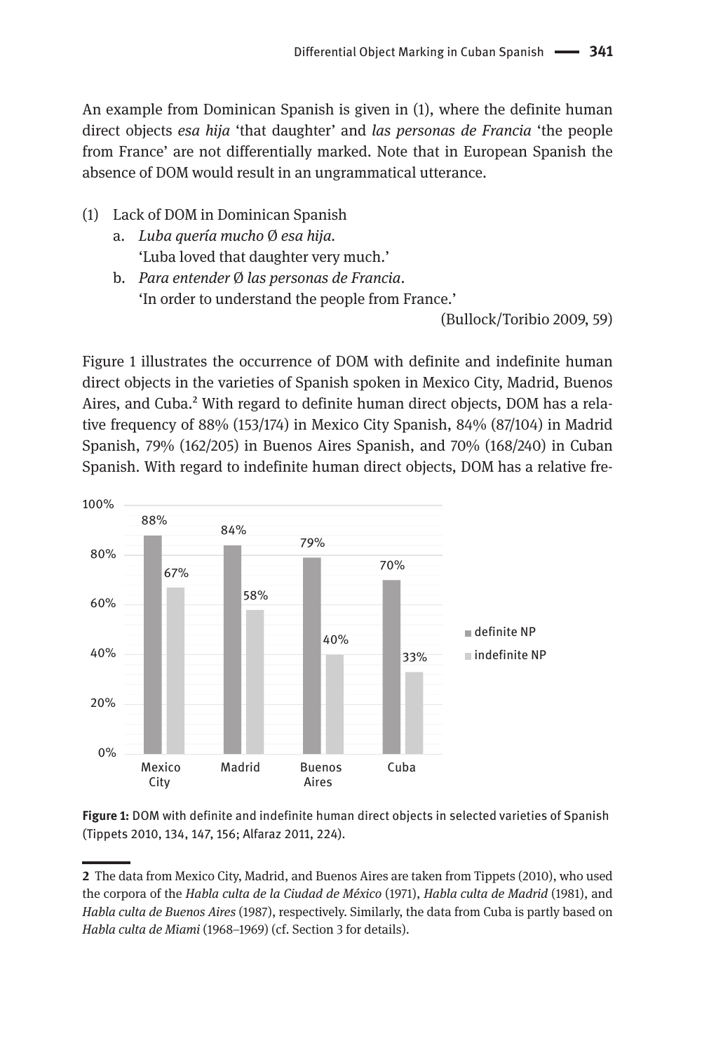An example from Dominican Spanish is given in (1), where the definite human direct objects *esa hija* 'that daughter' and *las personas de Francia* 'the people from France' are not differentially marked. Note that in European Spanish the absence of DOM would result in an ungrammatical utterance.

(1) Lack of DOM in Dominican Spanish

a. *Luba quería mucho Ø esa hija.*
'Luba loved that daughter very much.'

b. *Para entender Ø las personas de Francia.*
'In order to understand the people from France.'

(Bullock/Toribio 2009, 59)

Figure 1 illustrates the occurrence of DOM with definite and indefinite human direct objects in the varieties of Spanish spoken in Mexico City, Madrid, Buenos Aires, and Cuba.[2] With regard to definite human direct objects, DOM has a relative frequency of 88% (153/174) in Mexico City Spanish, 84% (87/104) in Madrid Spanish, 79% (162/205) in Buenos Aires Spanish, and 70% (168/240) in Cuban Spanish. With regard to indefinite human direct objects, DOM has a relative fre-

100%
80%
60%
40%
20%
0%

88%
67%
84%
58%
79%
40%
70%
33%

Mexico City
Madrid
Buenos Aires
Cuba

definite NP
indefinite NP

**Figure 1:** DOM with definite and indefinite human direct objects in selected varieties of Spanish (Tippets 2010, 134, 147, 156; Alfaraz 2011, 224).

**2** The data from Mexico City, Madrid, and Buenos Aires are taken from Tippets (2010), who used the corpora of the *Habla culta de la Ciudad de México* (1971), *Habla culta de Madrid* (1981), and *Habla culta de Buenos Aires* (1987), respectively. Similarly, the data from Cuba is partly based on *Habla culta de Miami* (1968–1969) (cf. Section 3 for details).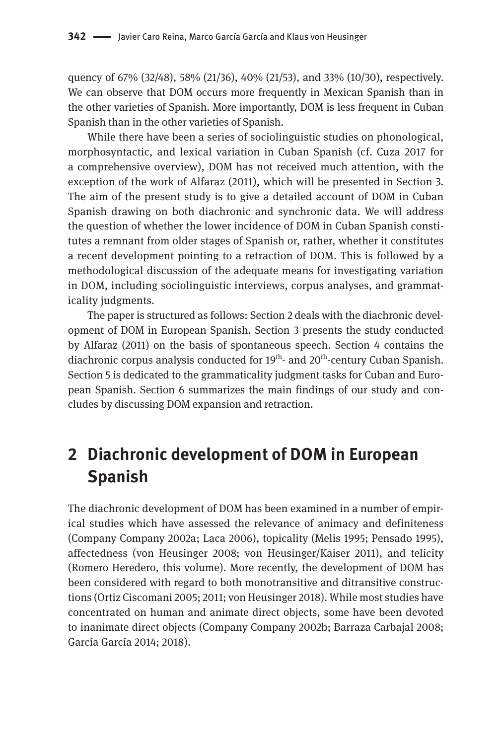quency of 67% (32/48), 58% (21/36), 40% (21/53), and 33% (10/30), respectively. We can observe that DOM occurs more frequently in Mexican Spanish than in the other varieties of Spanish. More importantly, DOM is less frequent in Cuban Spanish than in the other varieties of Spanish.

While there have been a series of sociolinguistic studies on phonological, morphosyntactic, and lexical variation in Cuban Spanish (cf. Cuza 2017 for a comprehensive overview), DOM has not received much attention, with the exception of the work of Alfaraz (2011), which will be presented in Section 3. The aim of the present study is to give a detailed account of DOM in Cuban Spanish drawing on both diachronic and synchronic data. We will address the question of whether the lower incidence of DOM in Cuban Spanish constitutes a remnant from older stages of Spanish or, rather, whether it constitutes a recent development pointing to a retraction of DOM. This is followed by a methodological discussion of the adequate means for investigating variation in DOM, including sociolinguistic interviews, corpus analyses, and grammaticality judgments.

The paper is structured as follows: Section 2 deals with the diachronic development of DOM in European Spanish. Section 3 presents the study conducted by Alfaraz (2011) on the basis of spontaneous speech. Section 4 contains the diachronic corpus analysis conducted for 19th- and 20th-century Cuban Spanish. Section 5 is dedicated to the grammaticality judgment tasks for Cuban and European Spanish. Section 6 summarizes the main findings of our study and concludes by discussing DOM expansion and retraction.

## 2 Diachronic development of DOM in European Spanish

The diachronic development of DOM has been examined in a number of empirical studies which have assessed the relevance of animacy and definiteness (Company Company 2002a; Laca 2006), topicality (Melis 1995; Pensado 1995), affectedness (von Heusinger 2008; von Heusinger/Kaiser 2011), and telicity (Romero Heredero, this volume). More recently, the development of DOM has been considered with regard to both monotransitive and ditransitive constructions (Ortiz Ciscomani 2005; 2011; von Heusinger 2018). While most studies have concentrated on human and animate direct objects, some have been devoted to inanimate direct objects (Company Company 2002b; Barraza Carbajal 2008; García García 2014; 2018).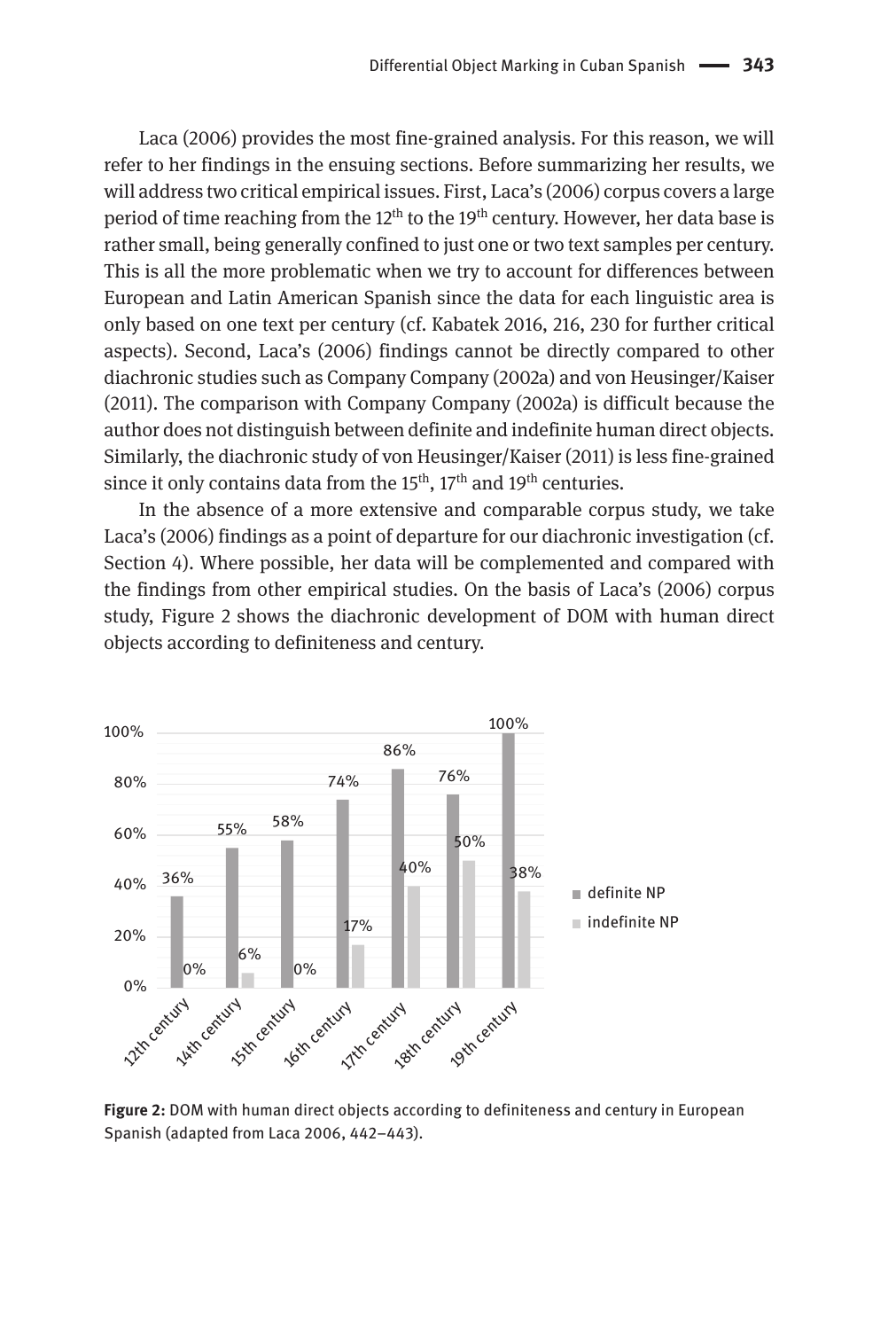Laca (2006) provides the most fine-grained analysis. For this reason, we will refer to her findings in the ensuing sections. Before summarizing her results, we will address two critical empirical issues. First, Laca's (2006) corpus covers a large period of time reaching from the 12th to the 19th century. However, her data base is rather small, being generally confined to just one or two text samples per century. This is all the more problematic when we try to account for differences between European and Latin American Spanish since the data for each linguistic area is only based on one text per century (cf. Kabatek 2016, 216, 230 for further critical aspects). Second, Laca's (2006) findings cannot be directly compared to other diachronic studies such as Company Company (2002a) and von Heusinger/Kaiser (2011). The comparison with Company Company (2002a) is difficult because the author does not distinguish between definite and indefinite human direct objects. Similarly, the diachronic study of von Heusinger/Kaiser (2011) is less fine-grained since it only contains data from the 15th, 17th and 19th centuries.

In the absence of a more extensive and comparable corpus study, we take Laca's (2006) findings as a point of departure for our diachronic investigation (cf. Section 4). Where possible, her data will be complemented and compared with the findings from other empirical studies. On the basis of Laca's (2006) corpus study, Figure 2 shows the diachronic development of DOM with human direct objects according to definiteness and century.

100%
80%
60%
40%
20%
0%

36%
0%
55%
6%
58%
0%
74%
17%
86%
40%
76%
50%
100%
38%

12th century
14th century
15th century
16th century
17th century
18th century
19th century

definite NP
indefinite NP

**Figure 2:** DOM with human direct objects according to definiteness and century in European Spanish (adapted from Laca 2006, 442–443).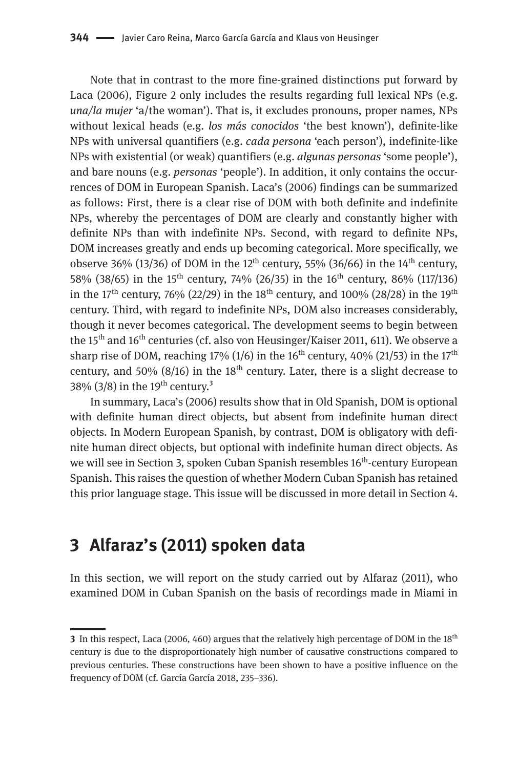Note that in contrast to the more fine-grained distinctions put forward by Laca (2006), Figure 2 only includes the results regarding full lexical NPs (e.g. *una/la mujer* 'a/the woman'). That is, it excludes pronouns, proper names, NPs without lexical heads (e.g. *los más conocidos* 'the best known'), definite-like NPs with universal quantifiers (e.g. *cada persona* 'each person'), indefinite-like NPs with existential (or weak) quantifiers (e.g. *algunas personas* 'some people'), and bare nouns (e.g. *personas* 'people'). In addition, it only contains the occurrences of DOM in European Spanish. Laca's (2006) findings can be summarized as follows: First, there is a clear rise of DOM with both definite and indefinite NPs, whereby the percentages of DOM are clearly and constantly higher with definite NPs than with indefinite NPs. Second, with regard to definite NPs, DOM increases greatly and ends up becoming categorical. More specifically, we observe 36% (13/36) of DOM in the 12th century, 55% (36/66) in the 14th century, 58% (38/65) in the 15th century, 74% (26/35) in the 16th century, 86% (117/136) in the 17th century, 76% (22/29) in the 18th century, and 100% (28/28) in the 19th century. Third, with regard to indefinite NPs, DOM also increases considerably, though it never becomes categorical. The development seems to begin between the 15th and 16th centuries (cf. also von Heusinger/Kaiser 2011, 611). We observe a sharp rise of DOM, reaching 17% (1/6) in the 16th century, 40% (21/53) in the 17th century, and 50% (8/16) in the 18th century. Later, there is a slight decrease to 38% (3/8) in the 19th century.[3]

In summary, Laca's (2006) results show that in Old Spanish, DOM is optional with definite human direct objects, but absent from indefinite human direct objects. In Modern European Spanish, by contrast, DOM is obligatory with definite human direct objects, but optional with indefinite human direct objects. As we will see in Section 3, spoken Cuban Spanish resembles 16th-century European Spanish. This raises the question of whether Modern Cuban Spanish has retained this prior language stage. This issue will be discussed in more detail in Section 4.

## 3 Alfaraz's (2011) spoken data

In this section, we will report on the study carried out by Alfaraz (2011), who examined DOM in Cuban Spanish on the basis of recordings made in Miami in

[3] In this respect, Laca (2006, 460) argues that the relatively high percentage of DOM in the 18th century is due to the disproportionately high number of causative constructions compared to previous centuries. These constructions have been shown to have a positive influence on the frequency of DOM (cf. García García 2018, 235–336).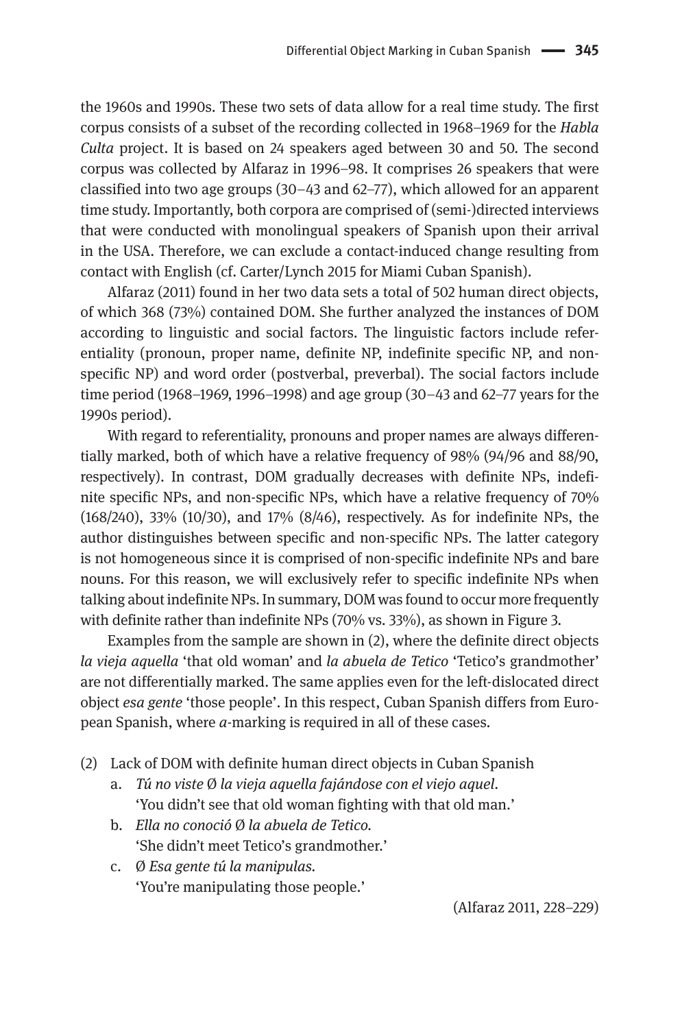the 1960s and 1990s. These two sets of data allow for a real time study. The first corpus consists of a subset of the recording collected in 1968–1969 for the *Habla Culta* project. It is based on 24 speakers aged between 30 and 50. The second corpus was collected by Alfaraz in 1996–98. It comprises 26 speakers that were classified into two age groups (30–43 and 62–77), which allowed for an apparent time study. Importantly, both corpora are comprised of (semi-)directed interviews that were conducted with monolingual speakers of Spanish upon their arrival in the USA. Therefore, we can exclude a contact-induced change resulting from contact with English (cf. Carter/Lynch 2015 for Miami Cuban Spanish).

Alfaraz (2011) found in her two data sets a total of 502 human direct objects, of which 368 (73%) contained DOM. She further analyzed the instances of DOM according to linguistic and social factors. The linguistic factors include referentiality (pronoun, proper name, definite NP, indefinite specific NP, and non-specific NP) and word order (postverbal, preverbal). The social factors include time period (1968–1969, 1996–1998) and age group (30–43 and 62–77 years for the 1990s period).

With regard to referentiality, pronouns and proper names are always differentially marked, both of which have a relative frequency of 98% (94/96 and 88/90, respectively). In contrast, DOM gradually decreases with definite NPs, indefinite specific NPs, and non-specific NPs, which have a relative frequency of 70% (168/240), 33% (10/30), and 17% (8/46), respectively. As for indefinite NPs, the author distinguishes between specific and non-specific NPs. The latter category is not homogeneous since it is comprised of non-specific indefinite NPs and bare nouns. For this reason, we will exclusively refer to specific indefinite NPs when talking about indefinite NPs. In summary, DOM was found to occur more frequently with definite rather than indefinite NPs (70% vs. 33%), as shown in Figure 3.

Examples from the sample are shown in (2), where the definite direct objects *la vieja aquella* 'that old woman' and *la abuela de Tetico* 'Tetico's grandmother' are not differentially marked. The same applies even for the left-dislocated direct object *esa gente* 'those people'. In this respect, Cuban Spanish differs from European Spanish, where *a*-marking is required in all of these cases.

(2) Lack of DOM with definite human direct objects in Cuban Spanish
  a. *Tú no viste Ø la vieja aquella fajándose con el viejo aquel.*
     'You didn't see that old woman fighting with that old man.'
  b. *Ella no conoció Ø la abuela de Tetico.*
     'She didn't meet Tetico's grandmother.'
  c. Ø *Esa gente tú la manipulas.*
     'You're manipulating those people.'

(Alfaraz 2011, 228–229)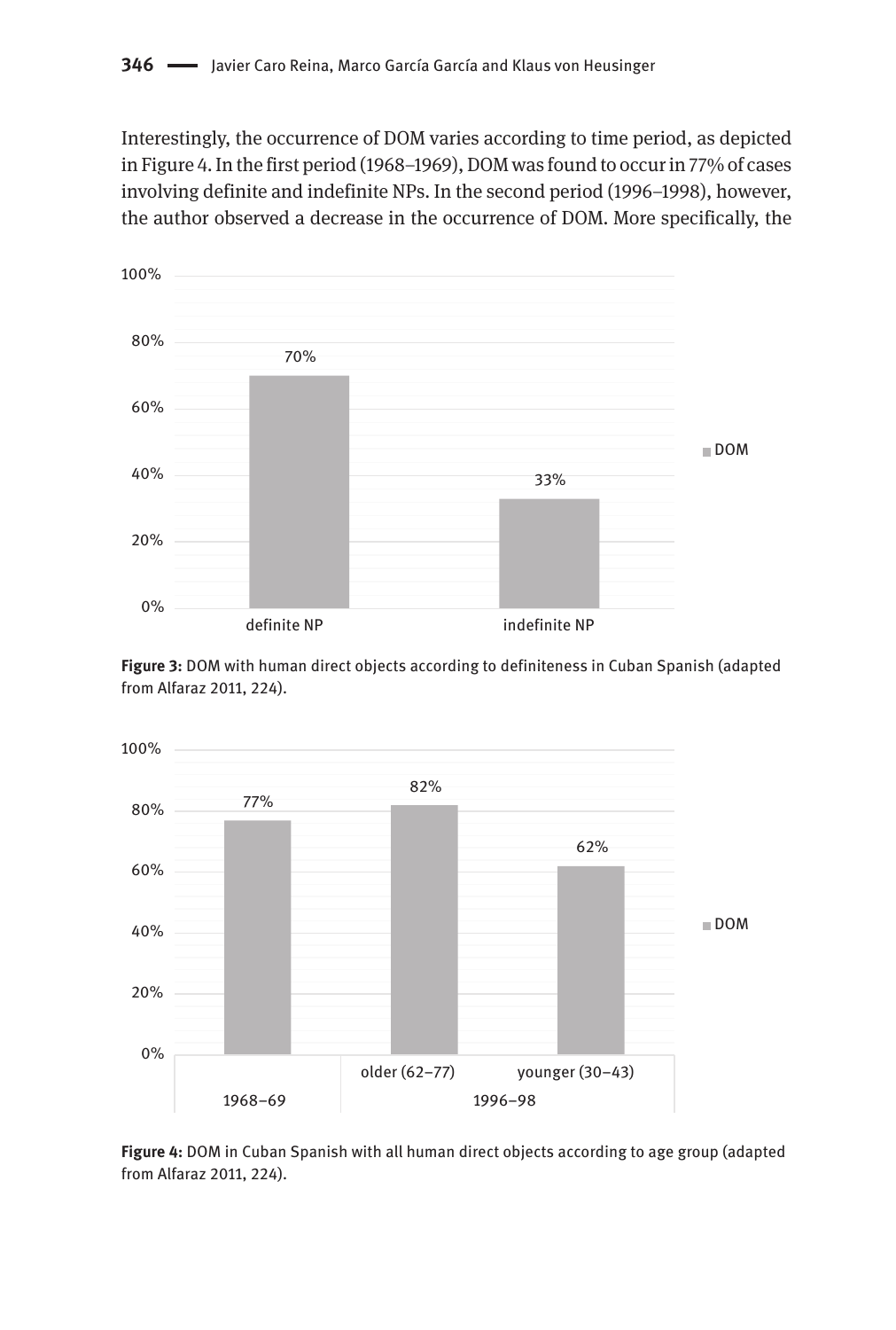Interestingly, the occurrence of DOM varies according to time period, as depicted in Figure 4. In the first period (1968–1969), DOM was found to occur in 77% of cases involving definite and indefinite NPs. In the second period (1996–1998), however, the author observed a decrease in the occurrence of DOM. More specifically, the

100%
80%
60%
40%
20%
0%
70%
33%
definite NP
indefinite NP
DOM

**Figure 3:** DOM with human direct objects according to definiteness in Cuban Spanish (adapted from Alfaraz 2011, 224).

100%
80%
60%
40%
20%
0%
77%
82%
62%
older (62–77)
younger (30–43)
1968–69
1996–98
DOM

**Figure 4:** DOM in Cuban Spanish with all human direct objects according to age group (adapted from Alfaraz 2011, 224).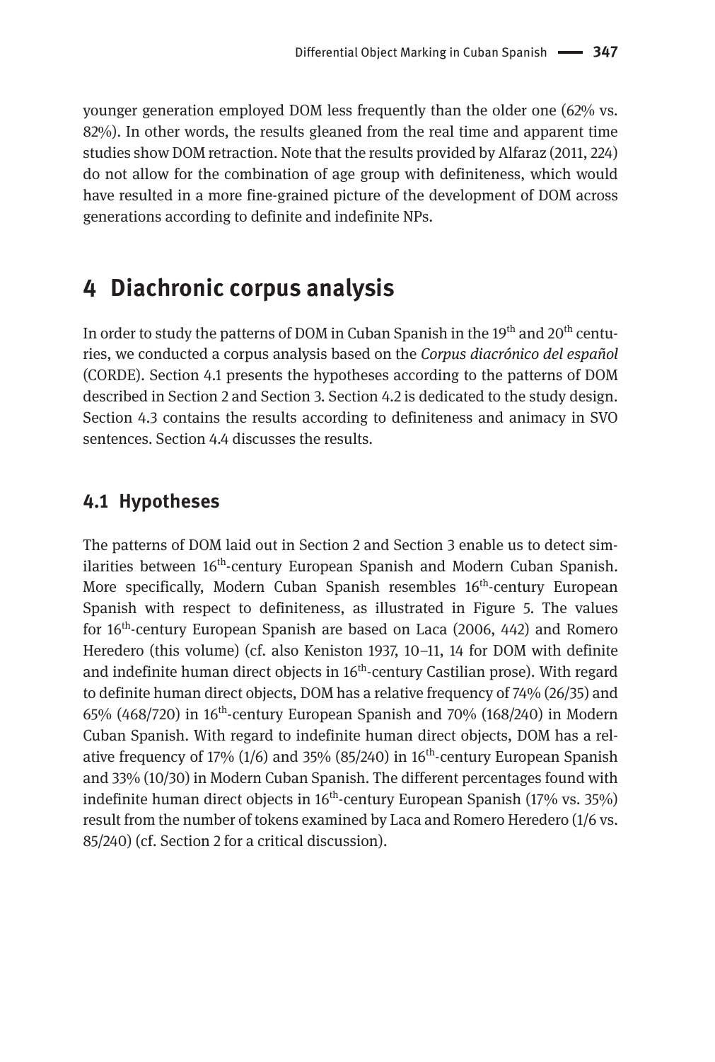younger generation employed DOM less frequently than the older one (62% vs. 82%). In other words, the results gleaned from the real time and apparent time studies show DOM retraction. Note that the results provided by Alfaraz (2011, 224) do not allow for the combination of age group with definiteness, which would have resulted in a more fine-grained picture of the development of DOM across generations according to definite and indefinite NPs.

# 4 Diachronic corpus analysis

In order to study the patterns of DOM in Cuban Spanish in the 19th and 20th centuries, we conducted a corpus analysis based on the *Corpus diacrónico del español* (CORDE). Section 4.1 presents the hypotheses according to the patterns of DOM described in Section 2 and Section 3. Section 4.2 is dedicated to the study design. Section 4.3 contains the results according to definiteness and animacy in SVO sentences. Section 4.4 discusses the results.

## 4.1 Hypotheses

The patterns of DOM laid out in Section 2 and Section 3 enable us to detect similarities between 16th-century European Spanish and Modern Cuban Spanish. More specifically, Modern Cuban Spanish resembles 16th-century European Spanish with respect to definiteness, as illustrated in Figure 5. The values for 16th-century European Spanish are based on Laca (2006, 442) and Romero Heredero (this volume) (cf. also Keniston 1937, 10–11, 14 for DOM with definite and indefinite human direct objects in 16th-century Castilian prose). With regard to definite human direct objects, DOM has a relative frequency of 74% (26/35) and 65% (468/720) in 16th-century European Spanish and 70% (168/240) in Modern Cuban Spanish. With regard to indefinite human direct objects, DOM has a relative frequency of 17% (1/6) and 35% (85/240) in 16th-century European Spanish and 33% (10/30) in Modern Cuban Spanish. The different percentages found with indefinite human direct objects in 16th-century European Spanish (17% vs. 35%) result from the number of tokens examined by Laca and Romero Heredero (1/6 vs. 85/240) (cf. Section 2 for a critical discussion).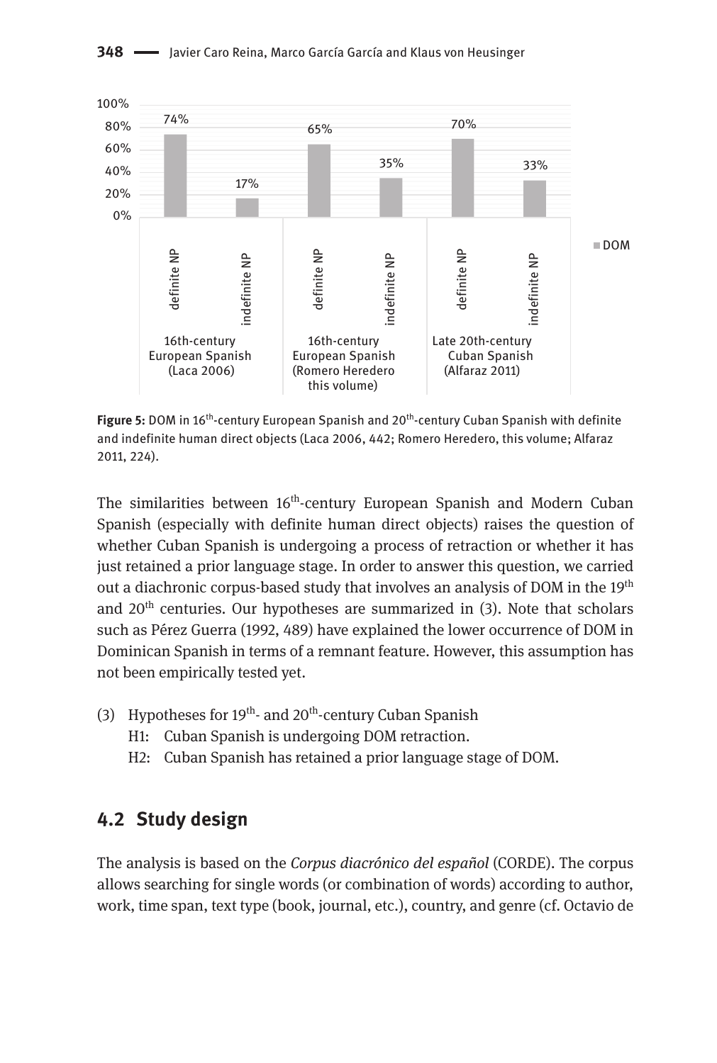100%
80%
60%
40%
20%
0%

74%
17%
65%
35%
70%
33%

definite NP
indefinite NP
definite NP
indefinite NP
definite NP
indefinite NP

16th-century European Spanish (Laca 2006)
16th-century European Spanish (Romero Heredero this volume)
Late 20th-century Cuban Spanish (Alfaraz 2011)

DOM

**Figure 5:** DOM in 16th-century European Spanish and 20th-century Cuban Spanish with definite and indefinite human direct objects (Laca 2006, 442; Romero Heredero, this volume; Alfaraz 2011, 224).

The similarities between 16th-century European Spanish and Modern Cuban Spanish (especially with definite human direct objects) raises the question of whether Cuban Spanish is undergoing a process of retraction or whether it has just retained a prior language stage. In order to answer this question, we carried out a diachronic corpus-based study that involves an analysis of DOM in the 19th and 20th centuries. Our hypotheses are summarized in (3). Note that scholars such as Pérez Guerra (1992, 489) have explained the lower occurrence of DOM in Dominican Spanish in terms of a remnant feature. However, this assumption has not been empirically tested yet.

(3) Hypotheses for 19th- and 20th-century Cuban Spanish
 H1: Cuban Spanish is undergoing DOM retraction.
 H2: Cuban Spanish has retained a prior language stage of DOM.

## 4.2 Study design

The analysis is based on the *Corpus diacrónico del español* (CORDE). The corpus allows searching for single words (or combination of words) according to author, work, time span, text type (book, journal, etc.), country, and genre (cf. Octavio de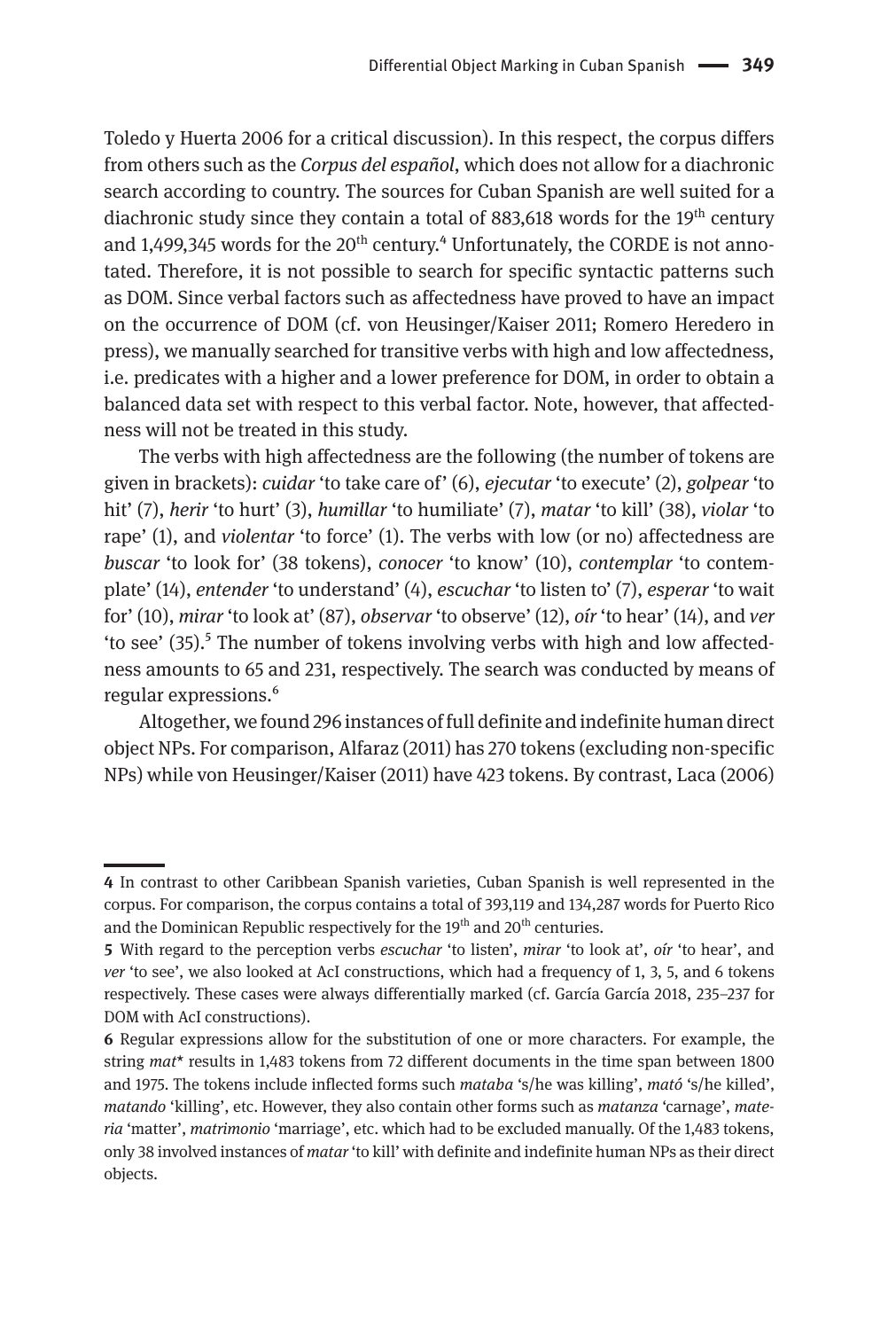Toledo y Huerta 2006 for a critical discussion). In this respect, the corpus differs from others such as the *Corpus del español*, which does not allow for a diachronic search according to country. The sources for Cuban Spanish are well suited for a diachronic study since they contain a total of 883,618 words for the 19th century and 1,499,345 words for the 20th century.[4] Unfortunately, the CORDE is not annotated. Therefore, it is not possible to search for specific syntactic patterns such as DOM. Since verbal factors such as affectedness have proved to have an impact on the occurrence of DOM (cf. von Heusinger/Kaiser 2011; Romero Heredero in press), we manually searched for transitive verbs with high and low affectedness, i.e. predicates with a higher and a lower preference for DOM, in order to obtain a balanced data set with respect to this verbal factor. Note, however, that affectedness will not be treated in this study.

The verbs with high affectedness are the following (the number of tokens are given in brackets): *cuidar* 'to take care of' (6), *ejecutar* 'to execute' (2), *golpear* 'to hit' (7), *herir* 'to hurt' (3), *humillar* 'to humiliate' (7), *matar* 'to kill' (38), *violar* 'to rape' (1), and *violentar* 'to force' (1). The verbs with low (or no) affectedness are *buscar* 'to look for' (38 tokens), *conocer* 'to know' (10), *contemplar* 'to contemplate' (14), *entender* 'to understand' (4), *escuchar* 'to listen to' (7), *esperar* 'to wait for' (10), *mirar* 'to look at' (87), *observar* 'to observe' (12), *oír* 'to hear' (14), and *ver* 'to see' (35).[5] The number of tokens involving verbs with high and low affectedness amounts to 65 and 231, respectively. The search was conducted by means of regular expressions.[6]

Altogether, we found 296 instances of full definite and indefinite human direct object NPs. For comparison, Alfaraz (2011) has 270 tokens (excluding non-specific NPs) while von Heusinger/Kaiser (2011) have 423 tokens. By contrast, Laca (2006)

---

**4** In contrast to other Caribbean Spanish varieties, Cuban Spanish is well represented in the corpus. For comparison, the corpus contains a total of 393,119 and 134,287 words for Puerto Rico and the Dominican Republic respectively for the 19th and 20th centuries.

**5** With regard to the perception verbs *escuchar* 'to listen', *mirar* 'to look at', *oír* 'to hear', and *ver* 'to see', we also looked at AcI constructions, which had a frequency of 1, 3, 5, and 6 tokens respectively. These cases were always differentially marked (cf. García García 2018, 235–237 for DOM with AcI constructions).

**6** Regular expressions allow for the substitution of one or more characters. For example, the string *mat** results in 1,483 tokens from 72 different documents in the time span between 1800 and 1975. The tokens include inflected forms such *mataba* 's/he was killing', *mató* 's/he killed', *matando* 'killing', etc. However, they also contain other forms such as *matanza* 'carnage', *materia* 'matter', *matrimonio* 'marriage', etc. which had to be excluded manually. Of the 1,483 tokens, only 38 involved instances of *matar* 'to kill' with definite and indefinite human NPs as their direct objects.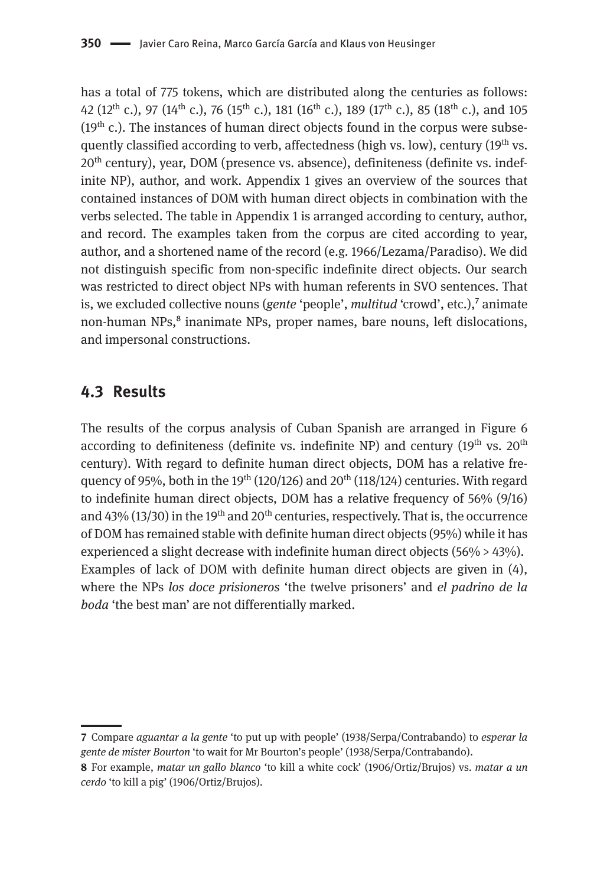has a total of 775 tokens, which are distributed along the centuries as follows: 42 ($12^{th}$ c.), 97 ($14^{th}$ c.), 76 ($15^{th}$ c.), 181 ($16^{th}$ c.), 189 ($17^{th}$ c.), 85 ($18^{th}$ c.), and 105 ($19^{th}$ c.). The instances of human direct objects found in the corpus were subsequently classified according to verb, affectedness (high vs. low), century ($19^{th}$ vs. $20^{th}$ century), year, DOM (presence vs. absence), definiteness (definite vs. indefinite NP), author, and work. Appendix 1 gives an overview of the sources that contained instances of DOM with human direct objects in combination with the verbs selected. The table in Appendix 1 is arranged according to century, author, and record. The examples taken from the corpus are cited according to year, author, and a shortened name of the record (e.g. 1966/Lezama/Paradiso). We did not distinguish specific from non-specific indefinite direct objects. Our search was restricted to direct object NPs with human referents in SVO sentences. That is, we excluded collective nouns (*gente* 'people', *multitud* 'crowd', etc.),[7] animate non-human NPs,[8] inanimate NPs, proper names, bare nouns, left dislocations, and impersonal constructions.

## 4.3 Results

The results of the corpus analysis of Cuban Spanish are arranged in Figure 6 according to definiteness (definite vs. indefinite NP) and century ($19^{th}$ vs. $20^{th}$ century). With regard to definite human direct objects, DOM has a relative frequency of 95%, both in the $19^{th}$ (120/126) and $20^{th}$ (118/124) centuries. With regard to indefinite human direct objects, DOM has a relative frequency of 56% (9/16) and 43% (13/30) in the $19^{th}$ and $20^{th}$ centuries, respectively. That is, the occurrence of DOM has remained stable with definite human direct objects (95%) while it has experienced a slight decrease with indefinite human direct objects (56% > 43%). Examples of lack of DOM with definite human direct objects are given in (4), where the NPs *los doce prisioneros* 'the twelve prisoners' and *el padrino de la boda* 'the best man' are not differentially marked.

---

**7** Compare *aguantar a la gente* 'to put up with people' (1938/Serpa/Contrabando) to *esperar la gente de míster Bourton* 'to wait for Mr Bourton's people' (1938/Serpa/Contrabando).

**8** For example, *matar un gallo blanco* 'to kill a white cock' (1906/Ortiz/Brujos) vs. *matar a un cerdo* 'to kill a pig' (1906/Ortiz/Brujos).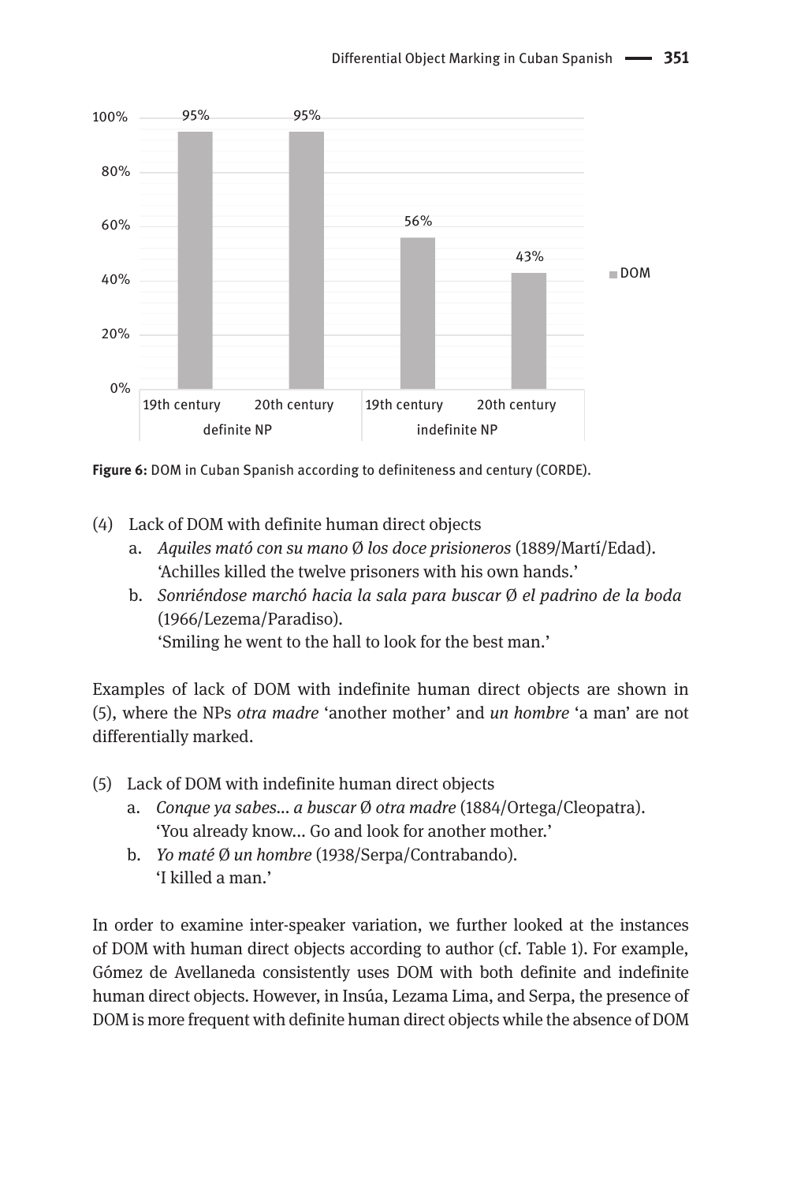100%
80%
60%
40%
20%
0%

95% 95% 56% 43%

19th century 20th century 19th century 20th century

definite NP indefinite NP

DOM

**Figure 6:** DOM in Cuban Spanish according to definiteness and century (CORDE).

(4) Lack of DOM with definite human direct objects
   a. *Aquiles mató con su mano Ø los doce prisioneros* (1889/Martí/Edad).
      'Achilles killed the twelve prisoners with his own hands.'
   b. *Sonriéndose marchó hacia la sala para buscar Ø el padrino de la boda* (1966/Lezema/Paradiso).
      'Smiling he went to the hall to look for the best man.'

Examples of lack of DOM with indefinite human direct objects are shown in (5), where the NPs *otra madre* 'another mother' and *un hombre* 'a man' are not differentially marked.

(5) Lack of DOM with indefinite human direct objects
   a. *Conque ya sabes… a buscar Ø otra madre* (1884/Ortega/Cleopatra).
      'You already know… Go and look for another mother.'
   b. *Yo maté Ø un hombre* (1938/Serpa/Contrabando).
      'I killed a man.'

In order to examine inter-speaker variation, we further looked at the instances of DOM with human direct objects according to author (cf. Table 1). For example, Gómez de Avellaneda consistently uses DOM with both definite and indefinite human direct objects. However, in Insúa, Lezama Lima, and Serpa, the presence of DOM is more frequent with definite human direct objects while the absence of DOM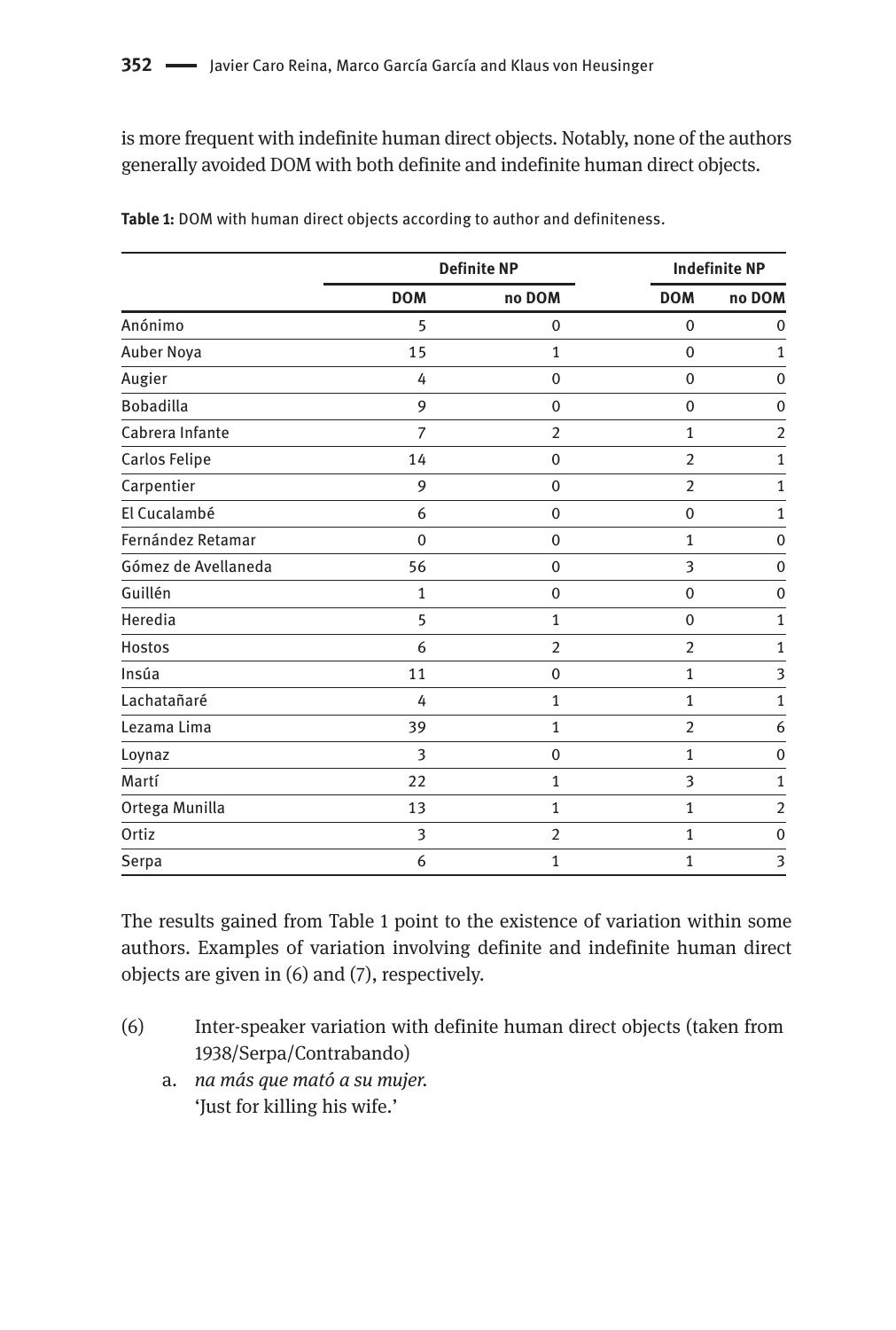is more frequent with indefinite human direct objects. Notably, none of the authors generally avoided DOM with both definite and indefinite human direct objects.

**Table 1:** DOM with human direct objects according to author and definiteness.

| | Definite NP | | Indefinite NP | |
|---|---|---|---|---|
| | DOM | no DOM | DOM | no DOM |
| Anónimo | 5 | 0 | 0 | 0 |
| Auber Noya | 15 | 1 | 0 | 1 |
| Augier | 4 | 0 | 0 | 0 |
| Bobadilla | 9 | 0 | 0 | 0 |
| Cabrera Infante | 7 | 2 | 1 | 2 |
| Carlos Felipe | 14 | 0 | 2 | 1 |
| Carpentier | 9 | 0 | 2 | 1 |
| El Cucalambé | 6 | 0 | 0 | 1 |
| Fernández Retamar | 0 | 0 | 1 | 0 |
| Gómez de Avellaneda | 56 | 0 | 3 | 0 |
| Guillén | 1 | 0 | 0 | 0 |
| Heredia | 5 | 1 | 0 | 1 |
| Hostos | 6 | 2 | 2 | 1 |
| Insúa | 11 | 0 | 1 | 3 |
| Lachatañaré | 4 | 1 | 1 | 1 |
| Lezama Lima | 39 | 1 | 2 | 6 |
| Loynaz | 3 | 0 | 1 | 0 |
| Martí | 22 | 1 | 3 | 1 |
| Ortega Munilla | 13 | 1 | 1 | 2 |
| Ortiz | 3 | 2 | 1 | 0 |
| Serpa | 6 | 1 | 1 | 3 |

The results gained from Table 1 point to the existence of variation within some authors. Examples of variation involving definite and indefinite human direct objects are given in (6) and (7), respectively.

(6) Inter-speaker variation with definite human direct objects (taken from 1938/Serpa/Contrabando)

a. *na más que mató a su mujer.*
'Just for killing his wife.'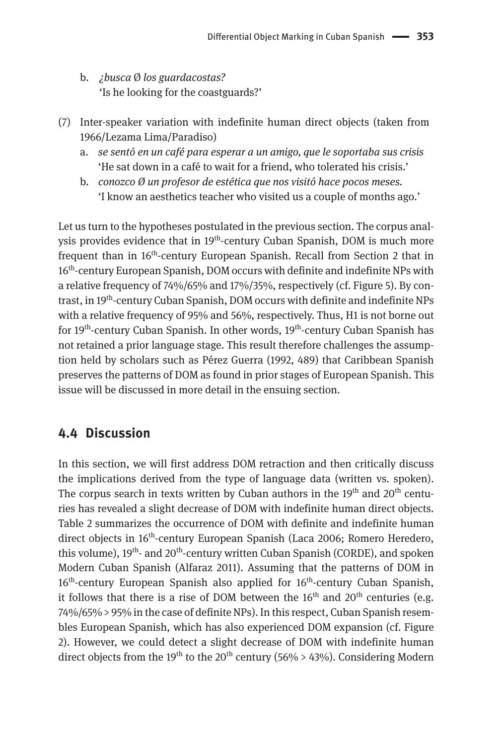b. *¿busca Ø los guardacostas?*  
'Is he looking for the coastguards?'

(7) Inter-speaker variation with indefinite human direct objects (taken from 1966/Lezama Lima/Paradiso)

a. *se sentó en un café para esperar a un amigo, que le soportaba sus crisis*  
'He sat down in a café to wait for a friend, who tolerated his crisis.'

b. *conozco Ø un profesor de estética que nos visitó hace pocos meses.*  
'I know an aesthetics teacher who visited us a couple of months ago.'

Let us turn to the hypotheses postulated in the previous section. The corpus analysis provides evidence that in 19th-century Cuban Spanish, DOM is much more frequent than in 16th-century European Spanish. Recall from Section 2 that in 16th-century European Spanish, DOM occurs with definite and indefinite NPs with a relative frequency of 74%/65% and 17%/35%, respectively (cf. Figure 5). By contrast, in 19th-century Cuban Spanish, DOM occurs with definite and indefinite NPs with a relative frequency of 95% and 56%, respectively. Thus, H1 is not borne out for 19th-century Cuban Spanish. In other words, 19th-century Cuban Spanish has not retained a prior language stage. This result therefore challenges the assumption held by scholars such as Pérez Guerra (1992, 489) that Caribbean Spanish preserves the patterns of DOM as found in prior stages of European Spanish. This issue will be discussed in more detail in the ensuing section.

## 4.4 Discussion

In this section, we will first address DOM retraction and then critically discuss the implications derived from the type of language data (written vs. spoken). The corpus search in texts written by Cuban authors in the 19th and 20th centuries has revealed a slight decrease of DOM with indefinite human direct objects. Table 2 summarizes the occurrence of DOM with definite and indefinite human direct objects in 16th-century European Spanish (Laca 2006; Romero Heredero, this volume), 19th- and 20th-century written Cuban Spanish (CORDE), and spoken Modern Cuban Spanish (Alfaraz 2011). Assuming that the patterns of DOM in 16th-century European Spanish also applied for 16th-century Cuban Spanish, it follows that there is a rise of DOM between the 16th and 20th centuries (e.g. 74%/65% > 95% in the case of definite NPs). In this respect, Cuban Spanish resembles European Spanish, which has also experienced DOM expansion (cf. Figure 2). However, we could detect a slight decrease of DOM with indefinite human direct objects from the 19th to the 20th century (56% > 43%). Considering Modern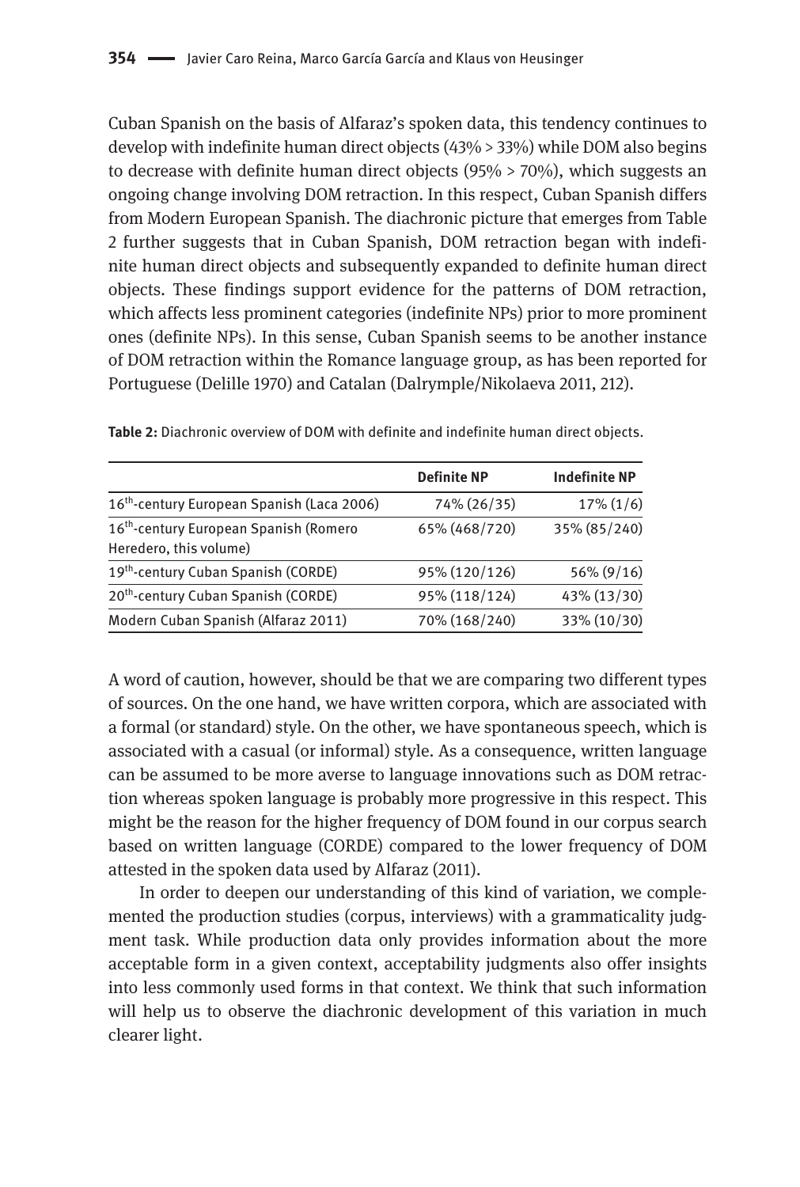Cuban Spanish on the basis of Alfaraz's spoken data, this tendency continues to develop with indefinite human direct objects (43% > 33%) while DOM also begins to decrease with definite human direct objects (95% > 70%), which suggests an ongoing change involving DOM retraction. In this respect, Cuban Spanish differs from Modern European Spanish. The diachronic picture that emerges from Table 2 further suggests that in Cuban Spanish, DOM retraction began with indefinite human direct objects and subsequently expanded to definite human direct objects. These findings support evidence for the patterns of DOM retraction, which affects less prominent categories (indefinite NPs) prior to more prominent ones (definite NPs). In this sense, Cuban Spanish seems to be another instance of DOM retraction within the Romance language group, as has been reported for Portuguese (Delille 1970) and Catalan (Dalrymple/Nikolaeva 2011, 212).

**Table 2:** Diachronic overview of DOM with definite and indefinite human direct objects.

| | Definite NP | Indefinite NP |
|---|---|---|
| 16th-century European Spanish (Laca 2006) | 74% (26/35) | 17% (1/6) |
| 16th-century European Spanish (Romero Heredero, this volume) | 65% (468/720) | 35% (85/240) |
| 19th-century Cuban Spanish (CORDE) | 95% (120/126) | 56% (9/16) |
| 20th-century Cuban Spanish (CORDE) | 95% (118/124) | 43% (13/30) |
| Modern Cuban Spanish (Alfaraz 2011) | 70% (168/240) | 33% (10/30) |

A word of caution, however, should be that we are comparing two different types of sources. On the one hand, we have written corpora, which are associated with a formal (or standard) style. On the other, we have spontaneous speech, which is associated with a casual (or informal) style. As a consequence, written language can be assumed to be more averse to language innovations such as DOM retraction whereas spoken language is probably more progressive in this respect. This might be the reason for the higher frequency of DOM found in our corpus search based on written language (CORDE) compared to the lower frequency of DOM attested in the spoken data used by Alfaraz (2011).

In order to deepen our understanding of this kind of variation, we complemented the production studies (corpus, interviews) with a grammaticality judgment task. While production data only provides information about the more acceptable form in a given context, acceptability judgments also offer insights into less commonly used forms in that context. We think that such information will help us to observe the diachronic development of this variation in much clearer light.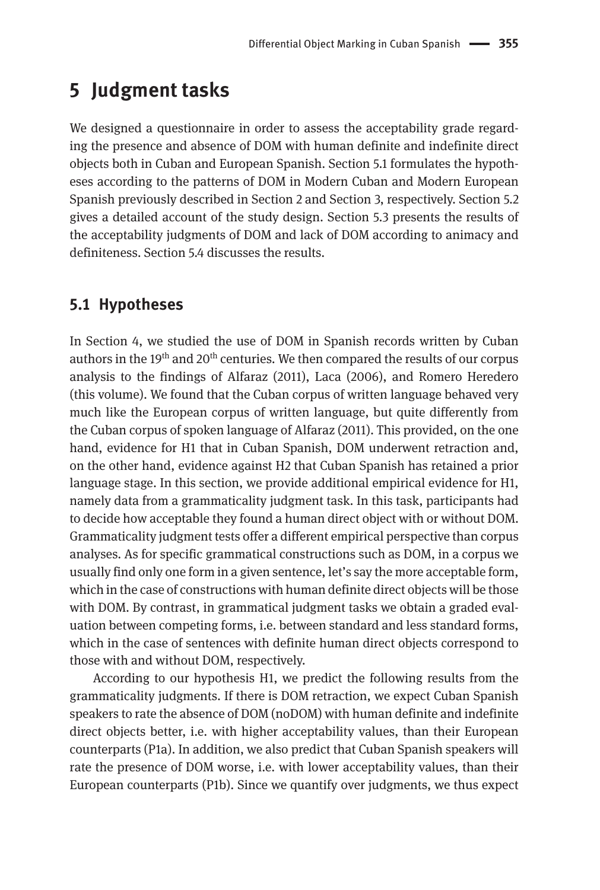# 5 Judgment tasks

We designed a questionnaire in order to assess the acceptability grade regarding the presence and absence of DOM with human definite and indefinite direct objects both in Cuban and European Spanish. Section 5.1 formulates the hypotheses according to the patterns of DOM in Modern Cuban and Modern European Spanish previously described in Section 2 and Section 3, respectively. Section 5.2 gives a detailed account of the study design. Section 5.3 presents the results of the acceptability judgments of DOM and lack of DOM according to animacy and definiteness. Section 5.4 discusses the results.

## 5.1 Hypotheses

In Section 4, we studied the use of DOM in Spanish records written by Cuban authors in the 19th and 20th centuries. We then compared the results of our corpus analysis to the findings of Alfaraz (2011), Laca (2006), and Romero Heredero (this volume). We found that the Cuban corpus of written language behaved very much like the European corpus of written language, but quite differently from the Cuban corpus of spoken language of Alfaraz (2011). This provided, on the one hand, evidence for H1 that in Cuban Spanish, DOM underwent retraction and, on the other hand, evidence against H2 that Cuban Spanish has retained a prior language stage. In this section, we provide additional empirical evidence for H1, namely data from a grammaticality judgment task. In this task, participants had to decide how acceptable they found a human direct object with or without DOM. Grammaticality judgment tests offer a different empirical perspective than corpus analyses. As for specific grammatical constructions such as DOM, in a corpus we usually find only one form in a given sentence, let's say the more acceptable form, which in the case of constructions with human definite direct objects will be those with DOM. By contrast, in grammatical judgment tasks we obtain a graded evaluation between competing forms, i.e. between standard and less standard forms, which in the case of sentences with definite human direct objects correspond to those with and without DOM, respectively.

According to our hypothesis H1, we predict the following results from the grammaticality judgments. If there is DOM retraction, we expect Cuban Spanish speakers to rate the absence of DOM (noDOM) with human definite and indefinite direct objects better, i.e. with higher acceptability values, than their European counterparts (P1a). In addition, we also predict that Cuban Spanish speakers will rate the presence of DOM worse, i.e. with lower acceptability values, than their European counterparts (P1b). Since we quantify over judgments, we thus expect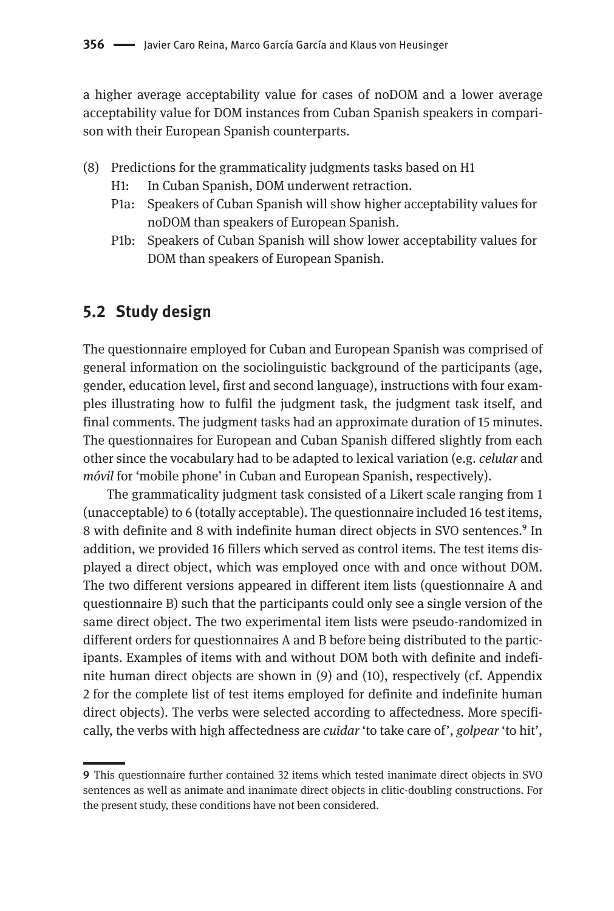a higher average acceptability value for cases of noDOM and a lower average acceptability value for DOM instances from Cuban Spanish speakers in comparison with their European Spanish counterparts.

(8) Predictions for the grammaticality judgments tasks based on H1
    H1: In Cuban Spanish, DOM underwent retraction.
    P1a: Speakers of Cuban Spanish will show higher acceptability values for noDOM than speakers of European Spanish.
    P1b: Speakers of Cuban Spanish will show lower acceptability values for DOM than speakers of European Spanish.

## 5.2 Study design

The questionnaire employed for Cuban and European Spanish was comprised of general information on the sociolinguistic background of the participants (age, gender, education level, first and second language), instructions with four examples illustrating how to fulfil the judgment task, the judgment task itself, and final comments. The judgment tasks had an approximate duration of 15 minutes. The questionnaires for European and Cuban Spanish differed slightly from each other since the vocabulary had to be adapted to lexical variation (e.g. *celular* and *móvil* for 'mobile phone' in Cuban and European Spanish, respectively).

The grammaticality judgment task consisted of a Likert scale ranging from 1 (unacceptable) to 6 (totally acceptable). The questionnaire included 16 test items, 8 with definite and 8 with indefinite human direct objects in SVO sentences.[9] In addition, we provided 16 fillers which served as control items. The test items displayed a direct object, which was employed once with and once without DOM. The two different versions appeared in different item lists (questionnaire A and questionnaire B) such that the participants could only see a single version of the same direct object. The two experimental item lists were pseudo-randomized in different orders for questionnaires A and B before being distributed to the participants. Examples of items with and without DOM both with definite and indefinite human direct objects are shown in (9) and (10), respectively (cf. Appendix 2 for the complete list of test items employed for definite and indefinite human direct objects). The verbs were selected according to affectedness. More specifically, the verbs with high affectedness are *cuidar* 'to take care of', *golpear* 'to hit',

---

9 This questionnaire further contained 32 items which tested inanimate direct objects in SVO sentences as well as animate and inanimate direct objects in clitic-doubling constructions. For the present study, these conditions have not been considered.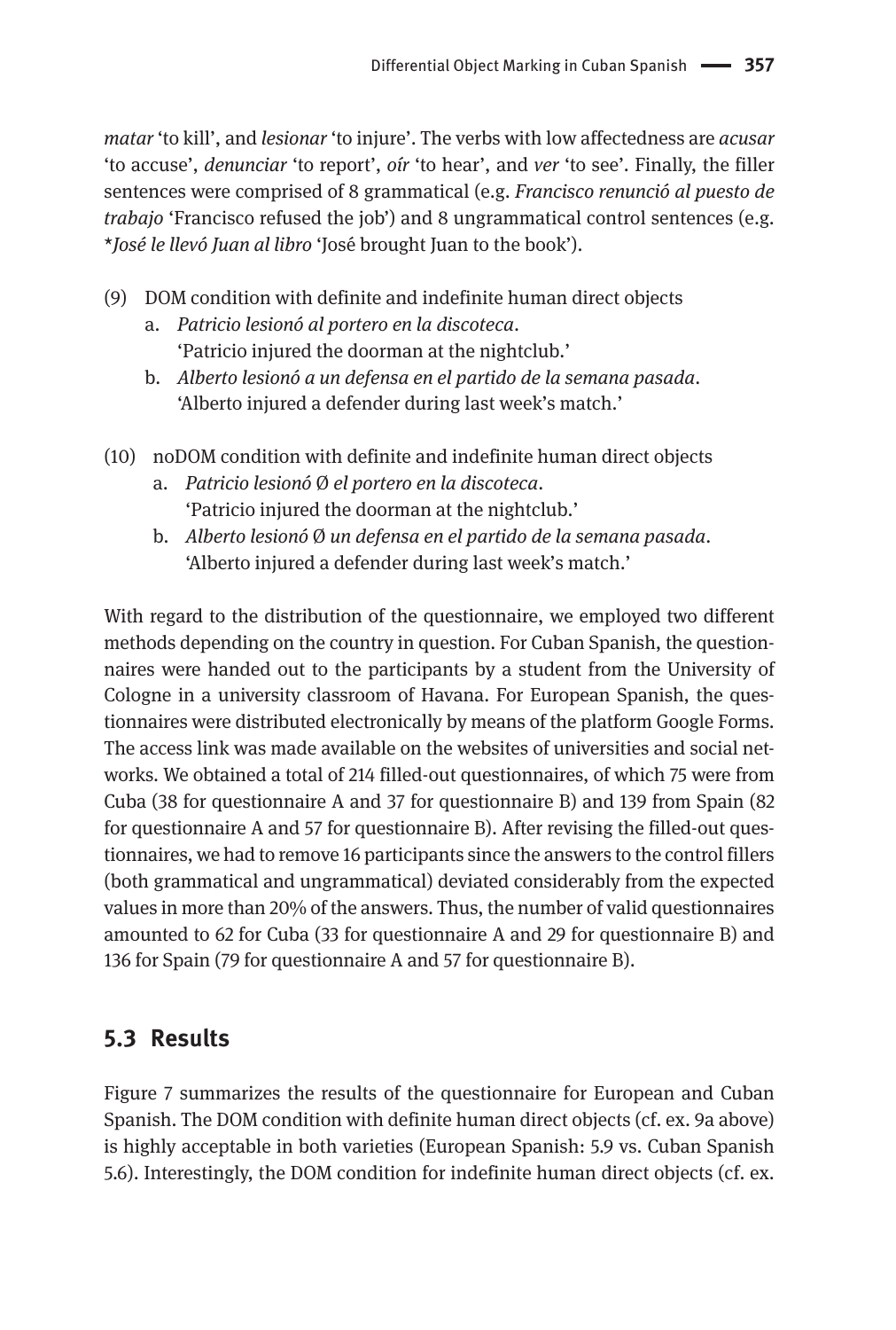*matar* 'to kill', and *lesionar* 'to injure'. The verbs with low affectedness are *acusar* 'to accuse', *denunciar* 'to report', *oír* 'to hear', and *ver* 'to see'. Finally, the filler sentences were comprised of 8 grammatical (e.g. *Francisco renunció al puesto de trabajo* 'Francisco refused the job') and 8 ungrammatical control sentences (e.g. *\*José le llevó Juan al libro* 'José brought Juan to the book').

(9) DOM condition with definite and indefinite human direct objects
  a. *Patricio lesionó al portero en la discoteca.*
     'Patricio injured the doorman at the nightclub.'
  b. *Alberto lesionó a un defensa en el partido de la semana pasada.*
     'Alberto injured a defender during last week's match.'

(10) noDOM condition with definite and indefinite human direct objects
  a. *Patricio lesionó Ø el portero en la discoteca.*
     'Patricio injured the doorman at the nightclub.'
  b. *Alberto lesionó Ø un defensa en el partido de la semana pasada.*
     'Alberto injured a defender during last week's match.'

With regard to the distribution of the questionnaire, we employed two different methods depending on the country in question. For Cuban Spanish, the questionnaires were handed out to the participants by a student from the University of Cologne in a university classroom of Havana. For European Spanish, the questionnaires were distributed electronically by means of the platform Google Forms. The access link was made available on the websites of universities and social networks. We obtained a total of 214 filled-out questionnaires, of which 75 were from Cuba (38 for questionnaire A and 37 for questionnaire B) and 139 from Spain (82 for questionnaire A and 57 for questionnaire B). After revising the filled-out questionnaires, we had to remove 16 participants since the answers to the control fillers (both grammatical and ungrammatical) deviated considerably from the expected values in more than 20% of the answers. Thus, the number of valid questionnaires amounted to 62 for Cuba (33 for questionnaire A and 29 for questionnaire B) and 136 for Spain (79 for questionnaire A and 57 for questionnaire B).

## 5.3 Results

Figure 7 summarizes the results of the questionnaire for European and Cuban Spanish. The DOM condition with definite human direct objects (cf. ex. 9a above) is highly acceptable in both varieties (European Spanish: 5.9 vs. Cuban Spanish 5.6). Interestingly, the DOM condition for indefinite human direct objects (cf. ex.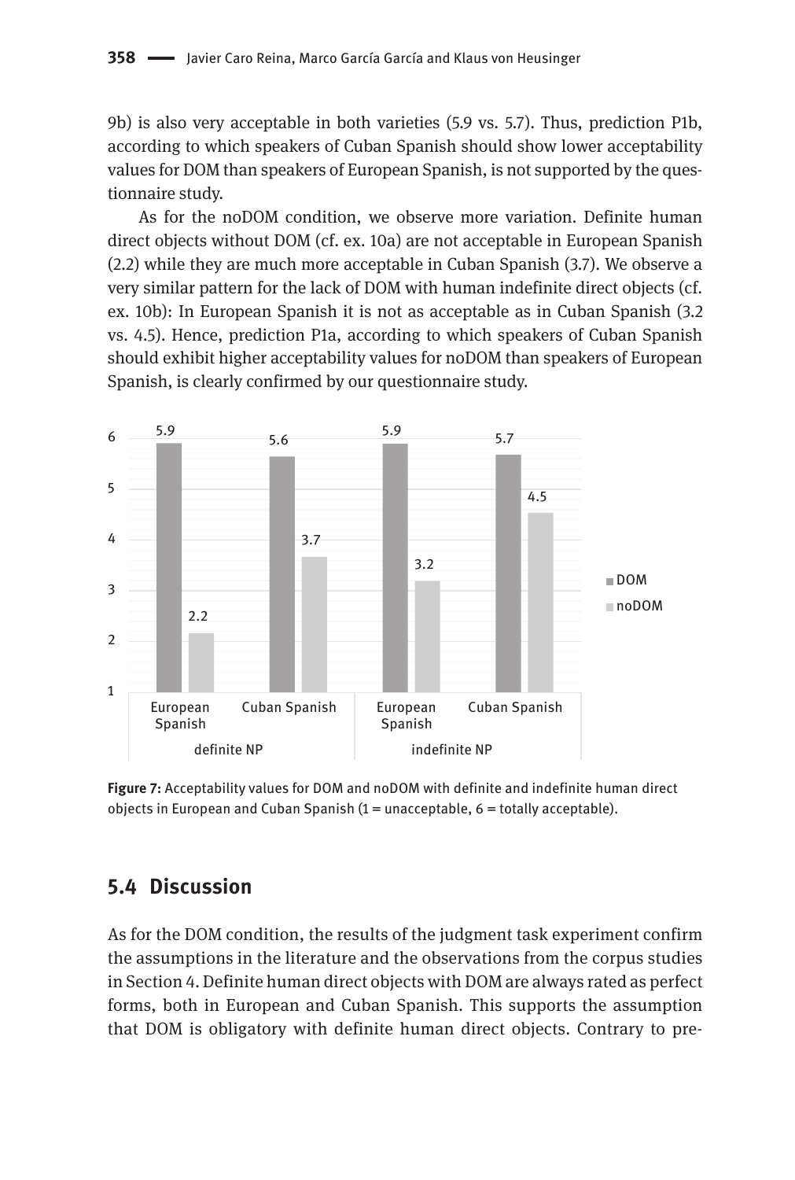9b) is also very acceptable in both varieties (5.9 vs. 5.7). Thus, prediction P1b, according to which speakers of Cuban Spanish should show lower acceptability values for DOM than speakers of European Spanish, is not supported by the questionnaire study.

As for the noDOM condition, we observe more variation. Definite human direct objects without DOM (cf. ex. 10a) are not acceptable in European Spanish (2.2) while they are much more acceptable in Cuban Spanish (3.7). We observe a very similar pattern for the lack of DOM with human indefinite direct objects (cf. ex. 10b): In European Spanish it is not as acceptable as in Cuban Spanish (3.2 vs. 4.5). Hence, prediction P1a, according to which speakers of Cuban Spanish should exhibit higher acceptability values for noDOM than speakers of European Spanish, is clearly confirmed by our questionnaire study.

6
5
4
3
2
1

5.9
2.2
5.6
3.7
5.9
3.2
5.7
4.5

European Spanish
Cuban Spanish
European Spanish
Cuban Spanish

definite NP
indefinite NP

DOM
noDOM

**Figure 7:** Acceptability values for DOM and noDOM with definite and indefinite human direct objects in European and Cuban Spanish (1 = unacceptable, 6 = totally acceptable).

## 5.4 Discussion

As for the DOM condition, the results of the judgment task experiment confirm the assumptions in the literature and the observations from the corpus studies in Section 4. Definite human direct objects with DOM are always rated as perfect forms, both in European and Cuban Spanish. This supports the assumption that DOM is obligatory with definite human direct objects. Contrary to pre-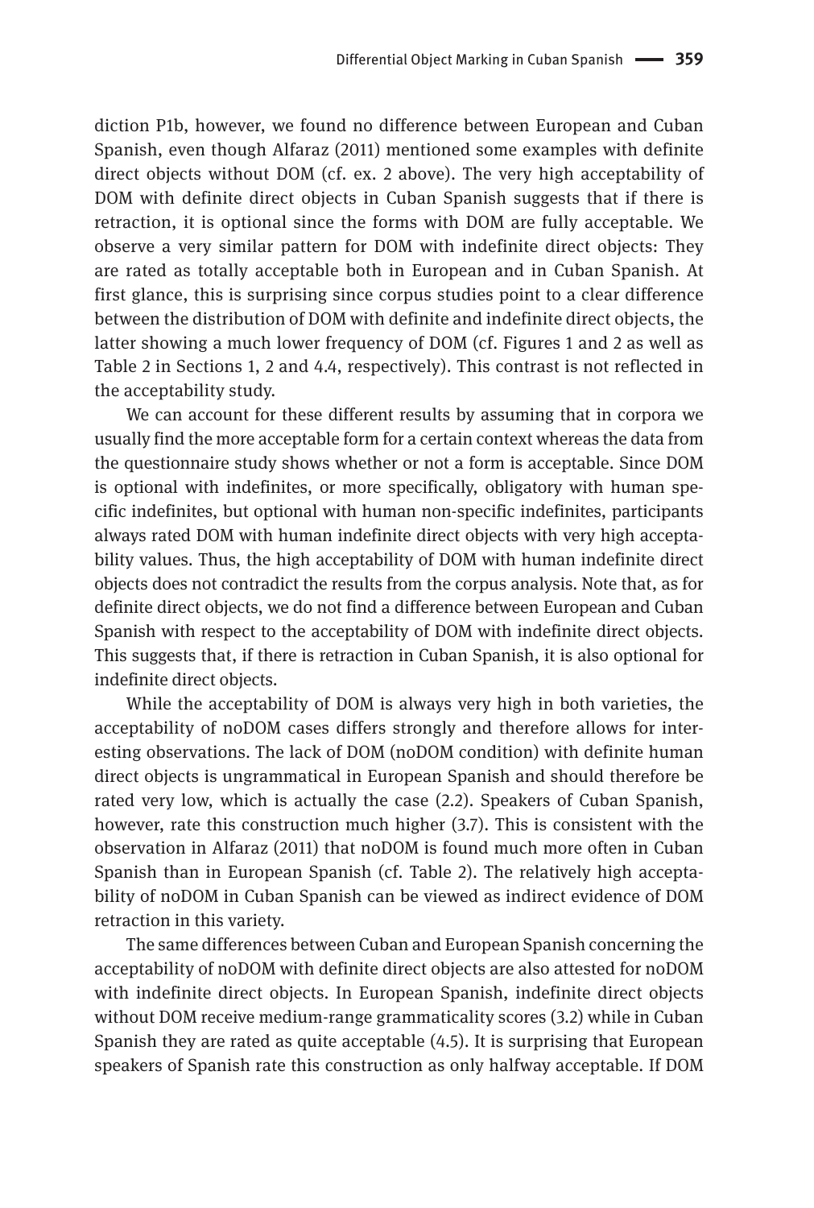diction P1b, however, we found no difference between European and Cuban Spanish, even though Alfaraz (2011) mentioned some examples with definite direct objects without DOM (cf. ex. 2 above). The very high acceptability of DOM with definite direct objects in Cuban Spanish suggests that if there is retraction, it is optional since the forms with DOM are fully acceptable. We observe a very similar pattern for DOM with indefinite direct objects: They are rated as totally acceptable both in European and in Cuban Spanish. At first glance, this is surprising since corpus studies point to a clear difference between the distribution of DOM with definite and indefinite direct objects, the latter showing a much lower frequency of DOM (cf. Figures 1 and 2 as well as Table 2 in Sections 1, 2 and 4.4, respectively). This contrast is not reflected in the acceptability study.

We can account for these different results by assuming that in corpora we usually find the more acceptable form for a certain context whereas the data from the questionnaire study shows whether or not a form is acceptable. Since DOM is optional with indefinites, or more specifically, obligatory with human specific indefinites, but optional with human non-specific indefinites, participants always rated DOM with human indefinite direct objects with very high acceptability values. Thus, the high acceptability of DOM with human indefinite direct objects does not contradict the results from the corpus analysis. Note that, as for definite direct objects, we do not find a difference between European and Cuban Spanish with respect to the acceptability of DOM with indefinite direct objects. This suggests that, if there is retraction in Cuban Spanish, it is also optional for indefinite direct objects.

While the acceptability of DOM is always very high in both varieties, the acceptability of noDOM cases differs strongly and therefore allows for interesting observations. The lack of DOM (noDOM condition) with definite human direct objects is ungrammatical in European Spanish and should therefore be rated very low, which is actually the case (2.2). Speakers of Cuban Spanish, however, rate this construction much higher (3.7). This is consistent with the observation in Alfaraz (2011) that noDOM is found much more often in Cuban Spanish than in European Spanish (cf. Table 2). The relatively high acceptability of noDOM in Cuban Spanish can be viewed as indirect evidence of DOM retraction in this variety.

The same differences between Cuban and European Spanish concerning the acceptability of noDOM with definite direct objects are also attested for noDOM with indefinite direct objects. In European Spanish, indefinite direct objects without DOM receive medium-range grammaticality scores (3.2) while in Cuban Spanish they are rated as quite acceptable (4.5). It is surprising that European speakers of Spanish rate this construction as only halfway acceptable. If DOM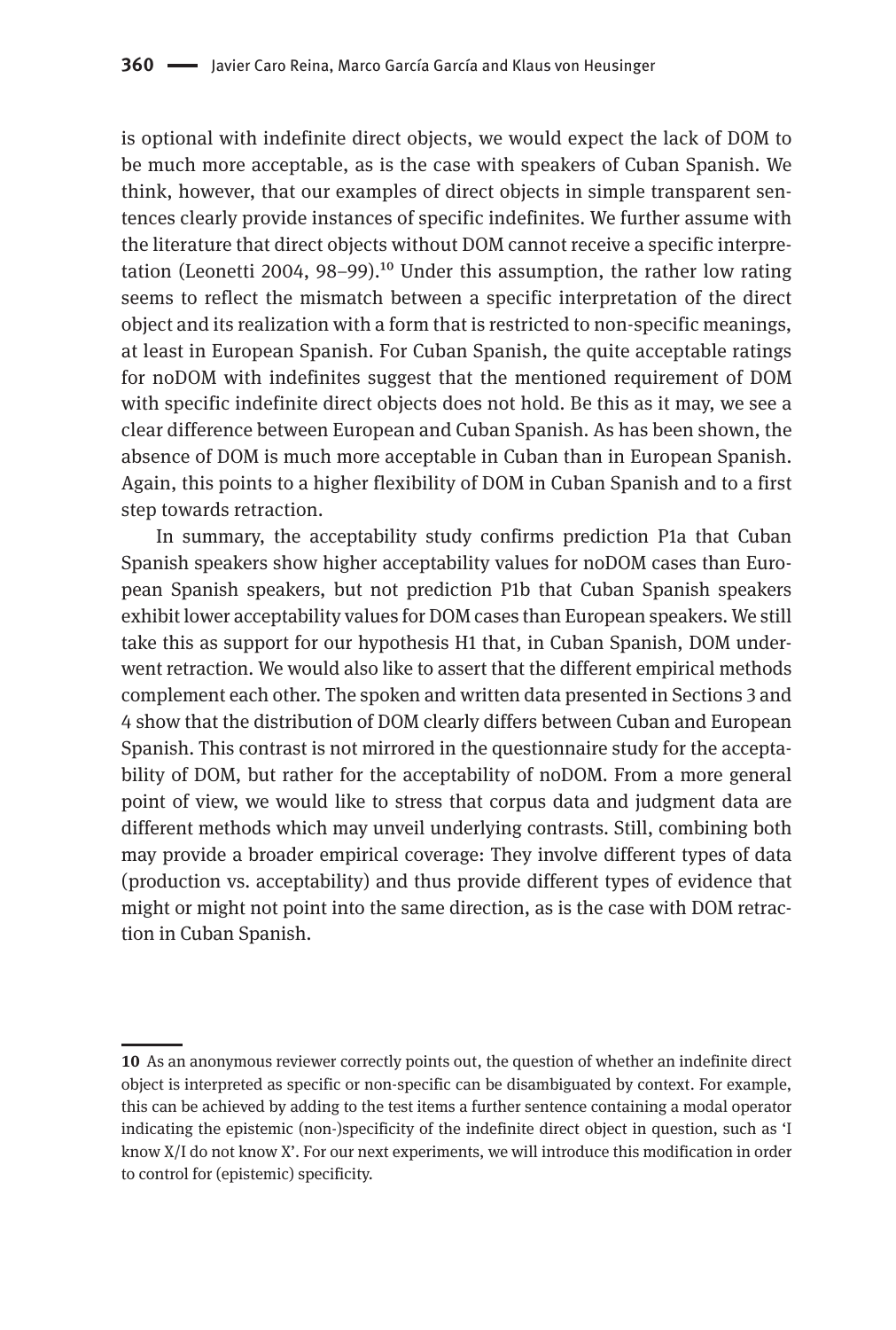is optional with indefinite direct objects, we would expect the lack of DOM to be much more acceptable, as is the case with speakers of Cuban Spanish. We think, however, that our examples of direct objects in simple transparent sentences clearly provide instances of specific indefinites. We further assume with the literature that direct objects without DOM cannot receive a specific interpretation (Leonetti 2004, 98–99).[10] Under this assumption, the rather low rating seems to reflect the mismatch between a specific interpretation of the direct object and its realization with a form that is restricted to non-specific meanings, at least in European Spanish. For Cuban Spanish, the quite acceptable ratings for noDOM with indefinites suggest that the mentioned requirement of DOM with specific indefinite direct objects does not hold. Be this as it may, we see a clear difference between European and Cuban Spanish. As has been shown, the absence of DOM is much more acceptable in Cuban than in European Spanish. Again, this points to a higher flexibility of DOM in Cuban Spanish and to a first step towards retraction.

In summary, the acceptability study confirms prediction P1a that Cuban Spanish speakers show higher acceptability values for noDOM cases than European Spanish speakers, but not prediction P1b that Cuban Spanish speakers exhibit lower acceptability values for DOM cases than European speakers. We still take this as support for our hypothesis H1 that, in Cuban Spanish, DOM underwent retraction. We would also like to assert that the different empirical methods complement each other. The spoken and written data presented in Sections 3 and 4 show that the distribution of DOM clearly differs between Cuban and European Spanish. This contrast is not mirrored in the questionnaire study for the acceptability of DOM, but rather for the acceptability of noDOM. From a more general point of view, we would like to stress that corpus data and judgment data are different methods which may unveil underlying contrasts. Still, combining both may provide a broader empirical coverage: They involve different types of data (production vs. acceptability) and thus provide different types of evidence that might or might not point into the same direction, as is the case with DOM retraction in Cuban Spanish.

---

**10** As an anonymous reviewer correctly points out, the question of whether an indefinite direct object is interpreted as specific or non-specific can be disambiguated by context. For example, this can be achieved by adding to the test items a further sentence containing a modal operator indicating the epistemic (non-)specificity of the indefinite direct object in question, such as 'I know X/I do not know X'. For our next experiments, we will introduce this modification in order to control for (epistemic) specificity.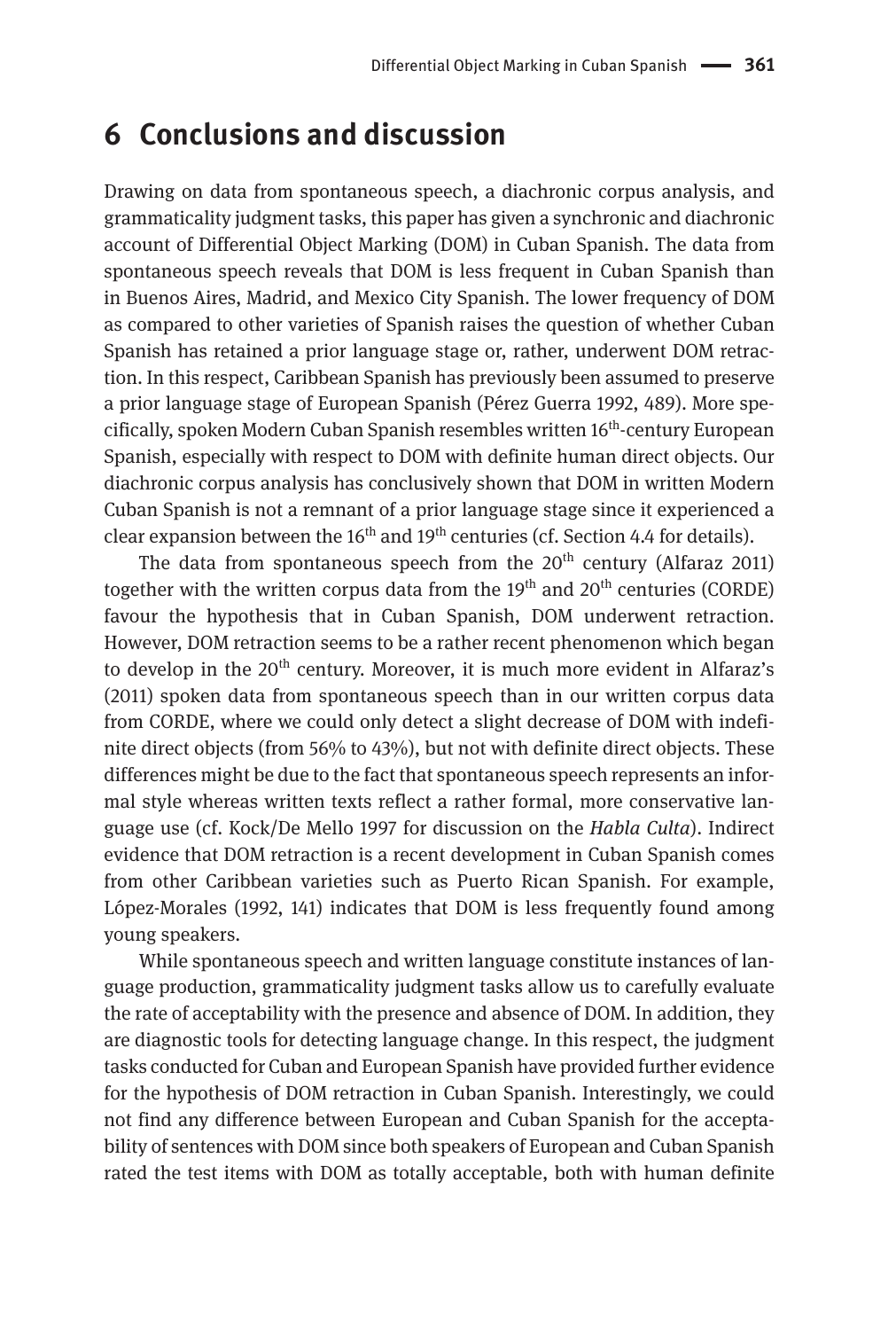## 6 Conclusions and discussion

Drawing on data from spontaneous speech, a diachronic corpus analysis, and grammaticality judgment tasks, this paper has given a synchronic and diachronic account of Differential Object Marking (DOM) in Cuban Spanish. The data from spontaneous speech reveals that DOM is less frequent in Cuban Spanish than in Buenos Aires, Madrid, and Mexico City Spanish. The lower frequency of DOM as compared to other varieties of Spanish raises the question of whether Cuban Spanish has retained a prior language stage or, rather, underwent DOM retraction. In this respect, Caribbean Spanish has previously been assumed to preserve a prior language stage of European Spanish (Pérez Guerra 1992, 489). More specifically, spoken Modern Cuban Spanish resembles written 16th-century European Spanish, especially with respect to DOM with definite human direct objects. Our diachronic corpus analysis has conclusively shown that DOM in written Modern Cuban Spanish is not a remnant of a prior language stage since it experienced a clear expansion between the 16th and 19th centuries (cf. Section 4.4 for details).

The data from spontaneous speech from the 20th century (Alfaraz 2011) together with the written corpus data from the 19th and 20th centuries (CORDE) favour the hypothesis that in Cuban Spanish, DOM underwent retraction. However, DOM retraction seems to be a rather recent phenomenon which began to develop in the 20th century. Moreover, it is much more evident in Alfaraz's (2011) spoken data from spontaneous speech than in our written corpus data from CORDE, where we could only detect a slight decrease of DOM with indefinite direct objects (from 56% to 43%), but not with definite direct objects. These differences might be due to the fact that spontaneous speech represents an informal style whereas written texts reflect a rather formal, more conservative language use (cf. Kock/De Mello 1997 for discussion on the *Habla Culta*). Indirect evidence that DOM retraction is a recent development in Cuban Spanish comes from other Caribbean varieties such as Puerto Rican Spanish. For example, López-Morales (1992, 141) indicates that DOM is less frequently found among young speakers.

While spontaneous speech and written language constitute instances of language production, grammaticality judgment tasks allow us to carefully evaluate the rate of acceptability with the presence and absence of DOM. In addition, they are diagnostic tools for detecting language change. In this respect, the judgment tasks conducted for Cuban and European Spanish have provided further evidence for the hypothesis of DOM retraction in Cuban Spanish. Interestingly, we could not find any difference between European and Cuban Spanish for the acceptability of sentences with DOM since both speakers of European and Cuban Spanish rated the test items with DOM as totally acceptable, both with human definite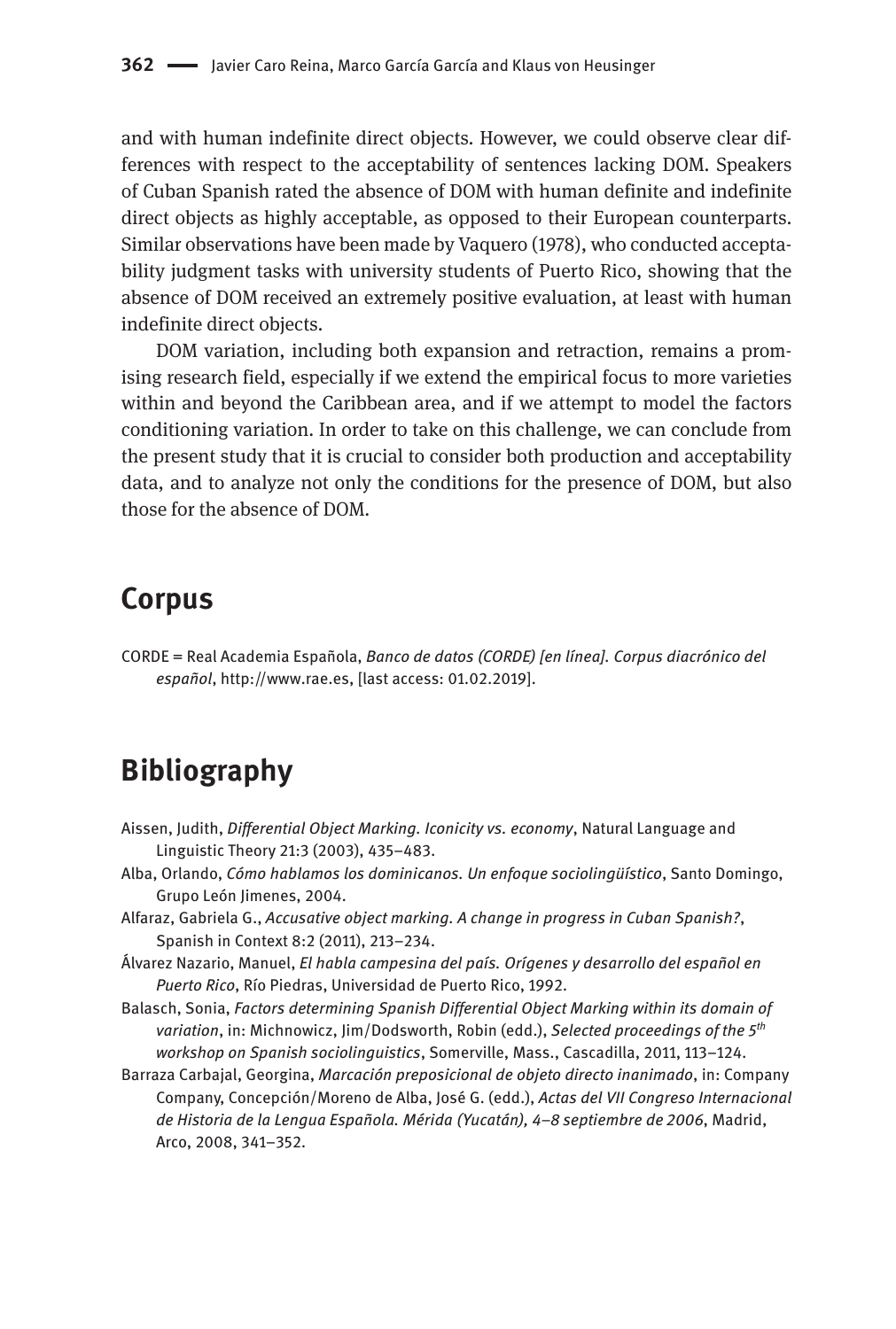and with human indefinite direct objects. However, we could observe clear differences with respect to the acceptability of sentences lacking DOM. Speakers of Cuban Spanish rated the absence of DOM with human definite and indefinite direct objects as highly acceptable, as opposed to their European counterparts. Similar observations have been made by Vaquero (1978), who conducted acceptability judgment tasks with university students of Puerto Rico, showing that the absence of DOM received an extremely positive evaluation, at least with human indefinite direct objects.

DOM variation, including both expansion and retraction, remains a promising research field, especially if we extend the empirical focus to more varieties within and beyond the Caribbean area, and if we attempt to model the factors conditioning variation. In order to take on this challenge, we can conclude from the present study that it is crucial to consider both production and acceptability data, and to analyze not only the conditions for the presence of DOM, but also those for the absence of DOM.

## Corpus

CORDE = Real Academia Española, *Banco de datos (CORDE) [en línea]. Corpus diacrónico del español*, http://www.rae.es, [last access: 01.02.2019].

## Bibliography

Aissen, Judith, *Differential Object Marking. Iconicity vs. economy*, Natural Language and Linguistic Theory 21:3 (2003), 435–483.

Alba, Orlando, *Cómo hablamos los dominicanos. Un enfoque sociolingüístico*, Santo Domingo, Grupo León Jimenes, 2004.

Alfaraz, Gabriela G., *Accusative object marking. A change in progress in Cuban Spanish?*, Spanish in Context 8:2 (2011), 213–234.

Álvarez Nazario, Manuel, *El habla campesina del país. Orígenes y desarrollo del español en Puerto Rico*, Río Piedras, Universidad de Puerto Rico, 1992.

Balasch, Sonia, *Factors determining Spanish Differential Object Marking within its domain of variation*, in: Michnowicz, Jim/Dodsworth, Robin (edd.), *Selected proceedings of the 5th workshop on Spanish sociolinguistics*, Somerville, Mass., Cascadilla, 2011, 113–124.

Barraza Carbajal, Georgina, *Marcación preposicional de objeto directo inanimado*, in: Company Company, Concepción/Moreno de Alba, José G. (edd.), *Actas del VII Congreso Internacional de Historia de la Lengua Española. Mérida (Yucatán), 4–8 septiembre de 2006*, Madrid, Arco, 2008, 341–352.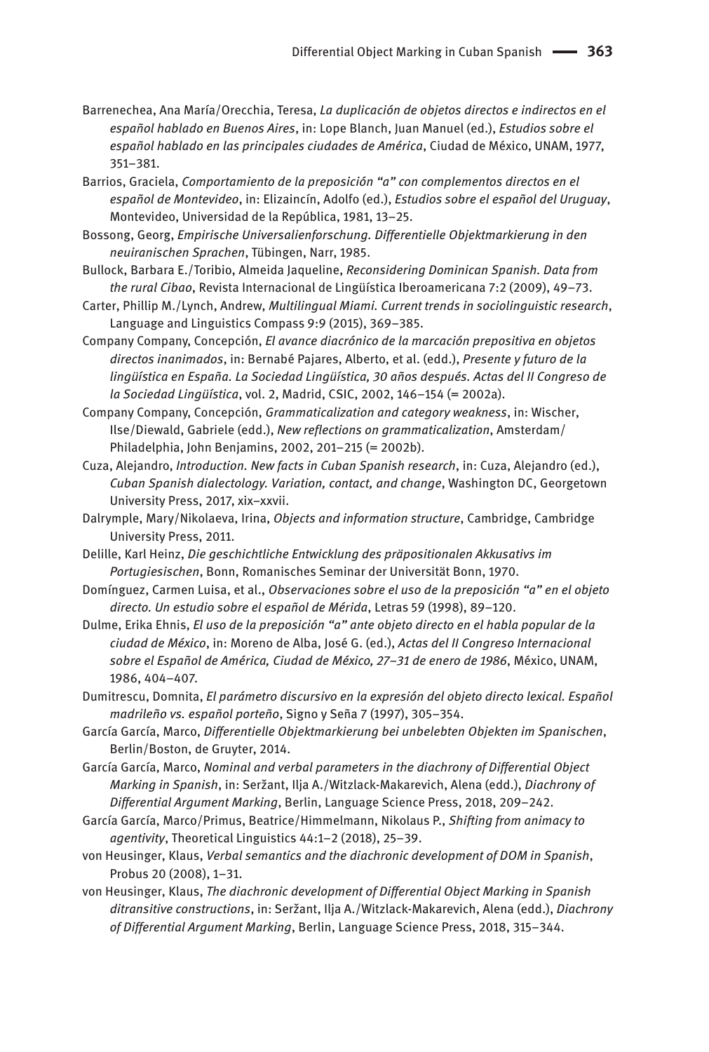Barrenechea, Ana María/Orecchia, Teresa, *La duplicación de objetos directos e indirectos en el español hablado en Buenos Aires*, in: Lope Blanch, Juan Manuel (ed.), *Estudios sobre el español hablado en las principales ciudades de América*, Ciudad de México, UNAM, 1977, 351–381.

Barrios, Graciela, *Comportamiento de la preposición "a" con complementos directos en el español de Montevideo*, in: Elizaincín, Adolfo (ed.), *Estudios sobre el español del Uruguay*, Montevideo, Universidad de la República, 1981, 13–25.

Bossong, Georg, *Empirische Universalienforschung. Differentielle Objektmarkierung in den neuiranischen Sprachen*, Tübingen, Narr, 1985.

Bullock, Barbara E./Toribio, Almeida Jaqueline, *Reconsidering Dominican Spanish. Data from the rural Cibao*, Revista Internacional de Lingüística Iberoamericana 7:2 (2009), 49–73.

Carter, Phillip M./Lynch, Andrew, *Multilingual Miami. Current trends in sociolinguistic research*, Language and Linguistics Compass 9:9 (2015), 369–385.

Company Company, Concepción, *El avance diacrónico de la marcación prepositiva en objetos directos inanimados*, in: Bernabé Pajares, Alberto, et al. (edd.), *Presente y futuro de la lingüística en España. La Sociedad Lingüística, 30 años después. Actas del II Congreso de la Sociedad Lingüística*, vol. 2, Madrid, CSIC, 2002, 146–154 (= 2002a).

Company Company, Concepción, *Grammaticalization and category weakness*, in: Wischer, Ilse/Diewald, Gabriele (edd.), *New reflections on grammaticalization*, Amsterdam/Philadelphia, John Benjamins, 2002, 201–215 (= 2002b).

Cuza, Alejandro, *Introduction. New facts in Cuban Spanish research*, in: Cuza, Alejandro (ed.), *Cuban Spanish dialectology. Variation, contact, and change*, Washington DC, Georgetown University Press, 2017, xix–xxvii.

Dalrymple, Mary/Nikolaeva, Irina, *Objects and information structure*, Cambridge, Cambridge University Press, 2011.

Delille, Karl Heinz, *Die geschichtliche Entwicklung des präpositionalen Akkusativs im Portugiesischen*, Bonn, Romanisches Seminar der Universität Bonn, 1970.

Domínguez, Carmen Luisa, et al., *Observaciones sobre el uso de la preposición "a" en el objeto directo. Un estudio sobre el español de Mérida*, Letras 59 (1998), 89–120.

Dulme, Erika Ehnis, *El uso de la preposición "a" ante objeto directo en el habla popular de la ciudad de México*, in: Moreno de Alba, José G. (ed.), *Actas del II Congreso Internacional sobre el Español de América, Ciudad de México, 27–31 de enero de 1986*, México, UNAM, 1986, 404–407.

Dumitrescu, Domnita, *El parámetro discursivo en la expresión del objeto directo lexical. Español madrileño vs. español porteño*, Signo y Seña 7 (1997), 305–354.

García García, Marco, *Differentielle Objektmarkierung bei unbelebten Objekten im Spanischen*, Berlin/Boston, de Gruyter, 2014.

García García, Marco, *Nominal and verbal parameters in the diachrony of Differential Object Marking in Spanish*, in: Seržant, Ilja A./Witzlack-Makarevich, Alena (edd.), *Diachrony of Differential Argument Marking*, Berlin, Language Science Press, 2018, 209–242.

García García, Marco/Primus, Beatrice/Himmelmann, Nikolaus P., *Shifting from animacy to agentivity*, Theoretical Linguistics 44:1–2 (2018), 25–39.

von Heusinger, Klaus, *Verbal semantics and the diachronic development of DOM in Spanish*, Probus 20 (2008), 1–31.

von Heusinger, Klaus, *The diachronic development of Differential Object Marking in Spanish ditransitive constructions*, in: Seržant, Ilja A./Witzlack-Makarevich, Alena (edd.), *Diachrony of Differential Argument Marking*, Berlin, Language Science Press, 2018, 315–344.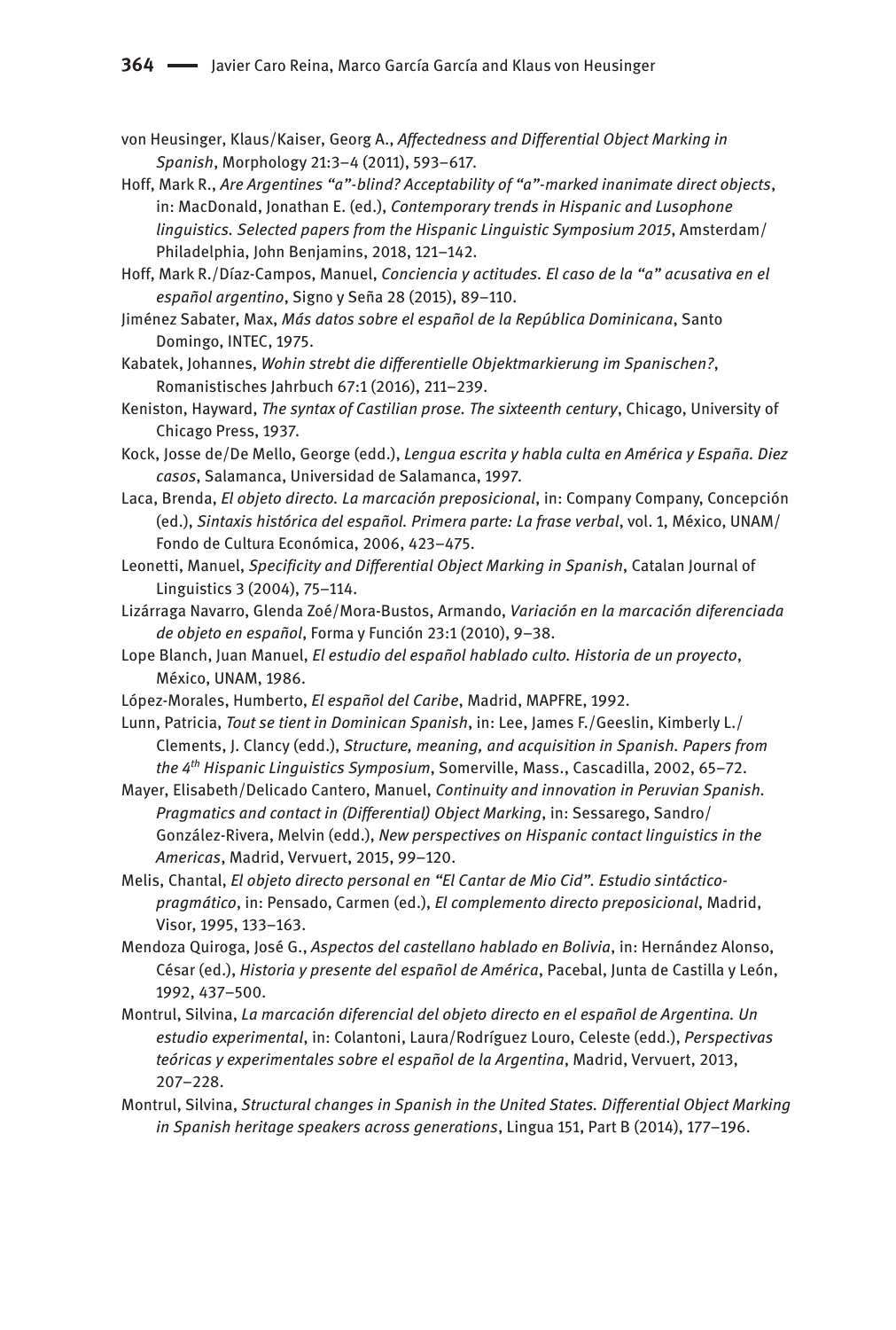von Heusinger, Klaus/Kaiser, Georg A., *Affectedness and Differential Object Marking in Spanish*, Morphology 21:3–4 (2011), 593–617.

Hoff, Mark R., *Are Argentines "a"-blind? Acceptability of "a"-marked inanimate direct objects*, in: MacDonald, Jonathan E. (ed.), *Contemporary trends in Hispanic and Lusophone linguistics. Selected papers from the Hispanic Linguistic Symposium 2015*, Amsterdam/Philadelphia, John Benjamins, 2018, 121–142.

Hoff, Mark R./Díaz-Campos, Manuel, *Conciencia y actitudes. El caso de la "a" acusativa en el español argentino*, Signo y Seña 28 (2015), 89–110.

Jiménez Sabater, Max, *Más datos sobre el español de la República Dominicana*, Santo Domingo, INTEC, 1975.

Kabatek, Johannes, *Wohin strebt die differentielle Objektmarkierung im Spanischen?*, Romanistisches Jahrbuch 67:1 (2016), 211–239.

Keniston, Hayward, *The syntax of Castilian prose. The sixteenth century*, Chicago, University of Chicago Press, 1937.

Kock, Josse de/De Mello, George (edd.), *Lengua escrita y habla culta en América y España. Diez casos*, Salamanca, Universidad de Salamanca, 1997.

Laca, Brenda, *El objeto directo. La marcación preposicional*, in: Company Company, Concepción (ed.), *Sintaxis histórica del español. Primera parte: La frase verbal*, vol. 1, México, UNAM/Fondo de Cultura Económica, 2006, 423–475.

Leonetti, Manuel, *Specificity and Differential Object Marking in Spanish*, Catalan Journal of Linguistics 3 (2004), 75–114.

Lizárraga Navarro, Glenda Zoé/Mora-Bustos, Armando, *Variación en la marcación diferenciada de objeto en español*, Forma y Función 23:1 (2010), 9–38.

Lope Blanch, Juan Manuel, *El estudio del español hablado culto. Historia de un proyecto*, México, UNAM, 1986.

López-Morales, Humberto, *El español del Caribe*, Madrid, MAPFRE, 1992.

Lunn, Patricia, *Tout se tient in Dominican Spanish*, in: Lee, James F./Geeslin, Kimberly L./Clements, J. Clancy (edd.), *Structure, meaning, and acquisition in Spanish. Papers from the 4th Hispanic Linguistics Symposium*, Somerville, Mass., Cascadilla, 2002, 65–72.

Mayer, Elisabeth/Delicado Cantero, Manuel, *Continuity and innovation in Peruvian Spanish. Pragmatics and contact in (Differential) Object Marking*, in: Sessarego, Sandro/González-Rivera, Melvin (edd.), *New perspectives on Hispanic contact linguistics in the Americas*, Madrid, Vervuert, 2015, 99–120.

Melis, Chantal, *El objeto directo personal en "El Cantar de Mio Cid". Estudio sintáctico-pragmático*, in: Pensado, Carmen (ed.), *El complemento directo preposicional*, Madrid, Visor, 1995, 133–163.

Mendoza Quiroga, José G., *Aspectos del castellano hablado en Bolivia*, in: Hernández Alonso, César (ed.), *Historia y presente del español de América*, Pacebal, Junta de Castilla y León, 1992, 437–500.

Montrul, Silvina, *La marcación diferencial del objeto directo en el español de Argentina. Un estudio experimental*, in: Colantoni, Laura/Rodríguez Louro, Celeste (edd.), *Perspectivas teóricas y experimentales sobre el español de la Argentina*, Madrid, Vervuert, 2013, 207–228.

Montrul, Silvina, *Structural changes in Spanish in the United States. Differential Object Marking in Spanish heritage speakers across generations*, Lingua 151, Part B (2014), 177–196.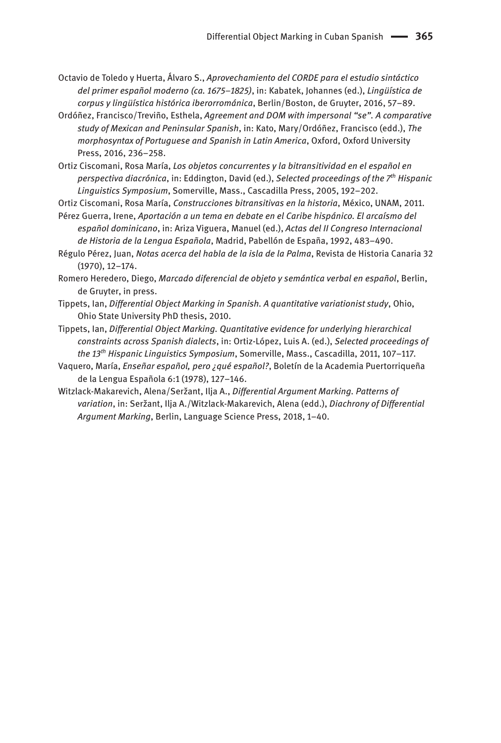Octavio de Toledo y Huerta, Álvaro S., *Aprovechamiento del CORDE para el estudio sintáctico del primer español moderno (ca. 1675–1825)*, in: Kabatek, Johannes (ed.), *Lingüística de corpus y lingüística histórica iberorrománica*, Berlin/Boston, de Gruyter, 2016, 57–89.

Ordóñez, Francisco/Treviño, Esthela, *Agreement and DOM with impersonal "se". A comparative study of Mexican and Peninsular Spanish*, in: Kato, Mary/Ordóñez, Francisco (edd.), *The morphosyntax of Portuguese and Spanish in Latin America*, Oxford, Oxford University Press, 2016, 236–258.

Ortiz Ciscomani, Rosa María, *Los objetos concurrentes y la bitransitividad en el español en perspectiva diacrónica*, in: Eddington, David (ed.), *Selected proceedings of the 7th Hispanic Linguistics Symposium*, Somerville, Mass., Cascadilla Press, 2005, 192–202.

Ortiz Ciscomani, Rosa María, *Construcciones bitransitivas en la historia*, México, UNAM, 2011.

Pérez Guerra, Irene, *Aportación a un tema en debate en el Caribe hispánico. El arcaísmo del español dominicano*, in: Ariza Viguera, Manuel (ed.), *Actas del II Congreso Internacional de Historia de la Lengua Española*, Madrid, Pabellón de España, 1992, 483–490.

Régulo Pérez, Juan, *Notas acerca del habla de la isla de la Palma*, Revista de Historia Canaria 32 (1970), 12–174.

Romero Heredero, Diego, *Marcado diferencial de objeto y semántica verbal en español*, Berlin, de Gruyter, in press.

Tippets, Ian, *Differential Object Marking in Spanish. A quantitative variationist study*, Ohio, Ohio State University PhD thesis, 2010.

Tippets, Ian, *Differential Object Marking. Quantitative evidence for underlying hierarchical constraints across Spanish dialects*, in: Ortiz-López, Luis A. (ed.), *Selected proceedings of the 13th Hispanic Linguistics Symposium*, Somerville, Mass., Cascadilla, 2011, 107–117.

Vaquero, María, *Enseñar español, pero ¿qué español?*, Boletín de la Academia Puertorriqueña de la Lengua Española 6:1 (1978), 127–146.

Witzlack-Makarevich, Alena/Seržant, Ilja A., *Differential Argument Marking. Patterns of variation*, in: Seržant, Ilja A./Witzlack-Makarevich, Alena (edd.), *Diachrony of Differential Argument Marking*, Berlin, Language Science Press, 2018, 1–40.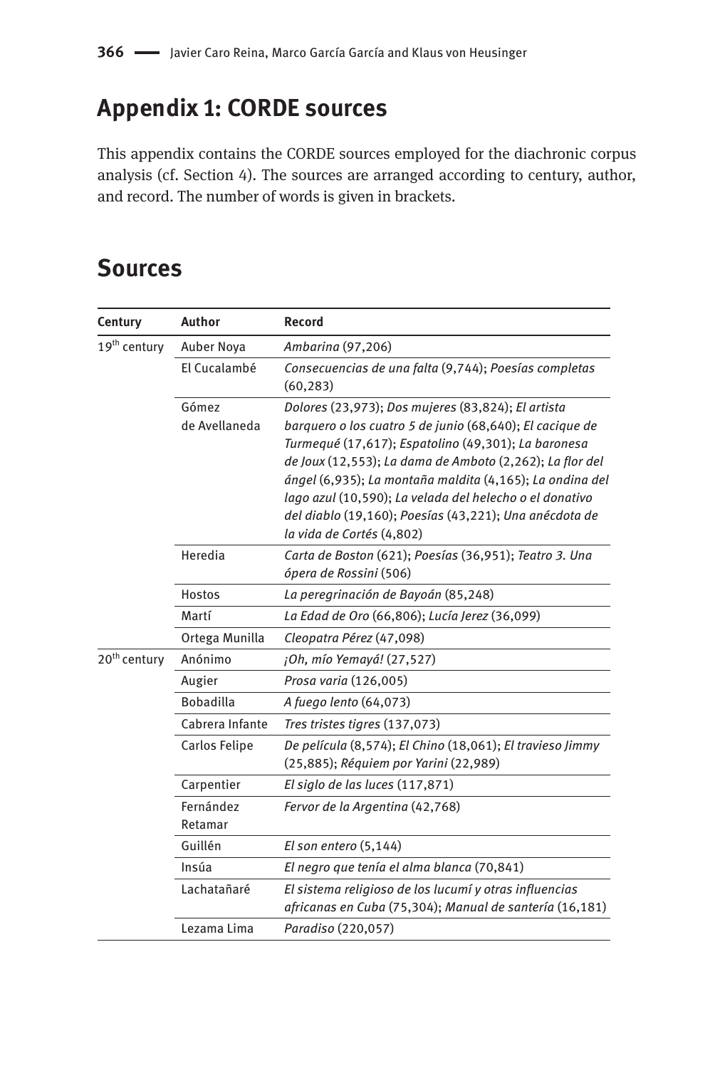# Appendix 1: CORDE sources

This appendix contains the CORDE sources employed for the diachronic corpus analysis (cf. Section 4). The sources are arranged according to century, author, and record. The number of words is given in brackets.

## Sources

| Century | Author | Record |
|---|---|---|
| 19th century | Auber Noya | *Ambarina* (97,206) |
| | El Cucalambé | *Consecuencias de una falta* (9,744); *Poesías completas* (60,283) |
| | Gómez de Avellaneda | *Dolores* (23,973); *Dos mujeres* (83,824); *El artista barquero o los cuatro 5 de junio* (68,640); *El cacique de Turmequé* (17,617); *Espatolino* (49,301); *La baronesa de Joux* (12,553); *La dama de Amboto* (2,262); *La flor del ángel* (6,935); *La montaña maldita* (4,165); *La ondina del lago azul* (10,590); *La velada del helecho o el donativo del diablo* (19,160); *Poesías* (43,221); *Una anécdota de la vida de Cortés* (4,802) |
| | Heredia | *Carta de Boston* (621); *Poesías* (36,951); *Teatro 3. Una ópera de Rossini* (506) |
| | Hostos | *La peregrinación de Bayoán* (85,248) |
| | Martí | *La Edad de Oro* (66,806); *Lucía Jerez* (36,099) |
| | Ortega Munilla | *Cleopatra Pérez* (47,098) |
| 20th century | Anónimo | *¡Oh, mío Yemayá!* (27,527) |
| | Augier | *Prosa varia* (126,005) |
| | Bobadilla | *A fuego lento* (64,073) |
| | Cabrera Infante | *Tres tristes tigres* (137,073) |
| | Carlos Felipe | *De película* (8,574); *El Chino* (18,061); *El travieso Jimmy* (25,885); *Réquiem por Yarini* (22,989) |
| | Carpentier | *El siglo de las luces* (117,871) |
| | Fernández Retamar | *Fervor de la Argentina* (42,768) |
| | Guillén | *El son entero* (5,144) |
| | Insúa | *El negro que tenía el alma blanca* (70,841) |
| | Lachatañaré | *El sistema religioso de los lucumí y otras influencias africanas en Cuba* (75,304); *Manual de santería* (16,181) |
| | Lezama Lima | *Paradiso* (220,057) |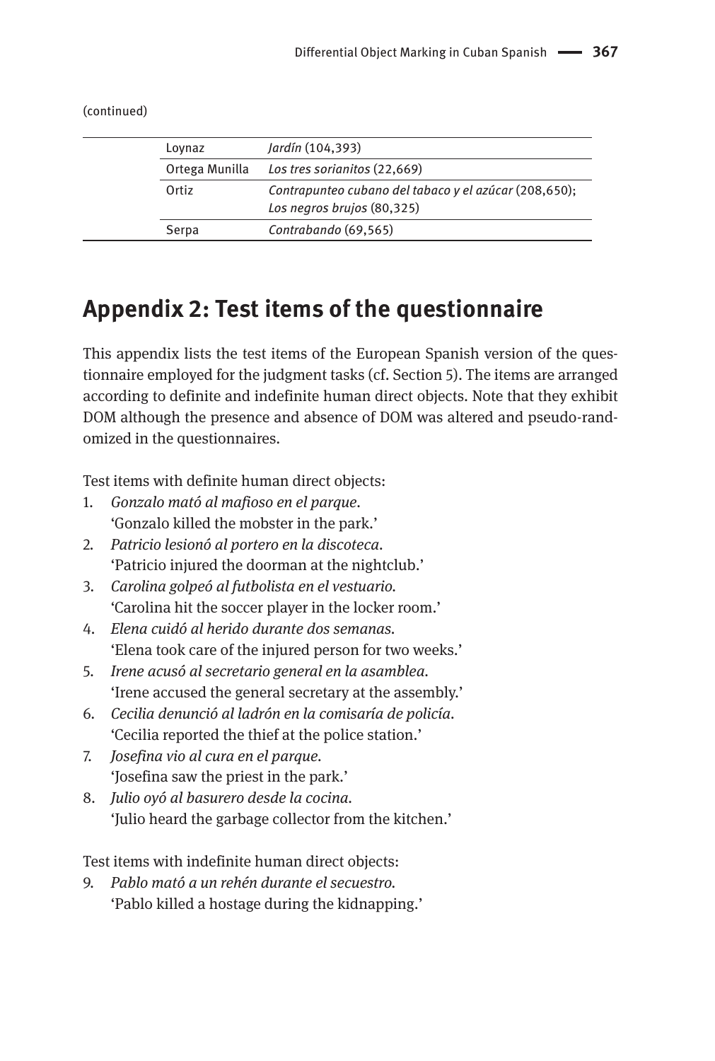(continued)

| | |
|---|---|
| Loynaz | *Jardín* (104,393) |
| Ortega Munilla | *Los tres sorianitos* (22,669) |
| Ortiz | *Contrapunteo cubano del tabaco y el azúcar* (208,650); *Los negros brujos* (80,325) |
| Serpa | *Contrabando* (69,565) |

## Appendix 2: Test items of the questionnaire

This appendix lists the test items of the European Spanish version of the questionnaire employed for the judgment tasks (cf. Section 5). The items are arranged according to definite and indefinite human direct objects. Note that they exhibit DOM although the presence and absence of DOM was altered and pseudo-randomized in the questionnaires.

Test items with definite human direct objects:

1. *Gonzalo mató al mafioso en el parque.*
   'Gonzalo killed the mobster in the park.'
2. *Patricio lesionó al portero en la discoteca.*
   'Patricio injured the doorman at the nightclub.'
3. *Carolina golpeó al futbolista en el vestuario.*
   'Carolina hit the soccer player in the locker room.'
4. *Elena cuidó al herido durante dos semanas.*
   'Elena took care of the injured person for two weeks.'
5. *Irene acusó al secretario general en la asamblea.*
   'Irene accused the general secretary at the assembly.'
6. *Cecilia denunció al ladrón en la comisaría de policía.*
   'Cecilia reported the thief at the police station.'
7. *Josefina vio al cura en el parque.*
   'Josefina saw the priest in the park.'
8. *Julio oyó al basurero desde la cocina.*
   'Julio heard the garbage collector from the kitchen.'

Test items with indefinite human direct objects:

9. *Pablo mató a un rehén durante el secuestro.*
   'Pablo killed a hostage during the kidnapping.'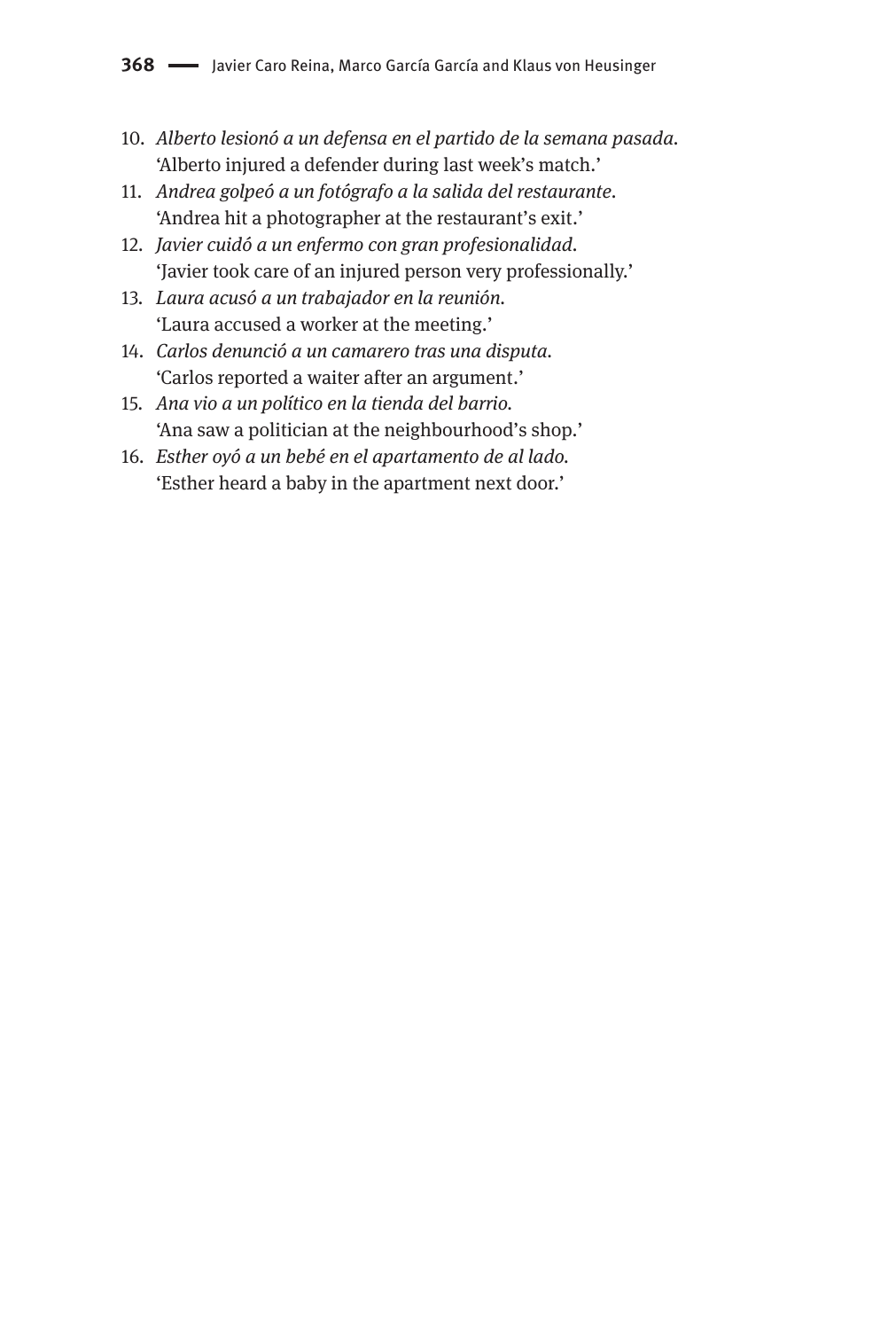10. *Alberto lesionó a un defensa en el partido de la semana pasada.*
    'Alberto injured a defender during last week's match.'
11. *Andrea golpeó a un fotógrafo a la salida del restaurante.*
    'Andrea hit a photographer at the restaurant's exit.'
12. *Javier cuidó a un enfermo con gran profesionalidad.*
    'Javier took care of an injured person very professionally.'
13. *Laura acusó a un trabajador en la reunión.*
    'Laura accused a worker at the meeting.'
14. *Carlos denunció a un camarero tras una disputa.*
    'Carlos reported a waiter after an argument.'
15. *Ana vio a un político en la tienda del barrio.*
    'Ana saw a politician at the neighbourhood's shop.'
16. *Esther oyó a un bebé en el apartamento de al lado.*
    'Esther heard a baby in the apartment next door.'